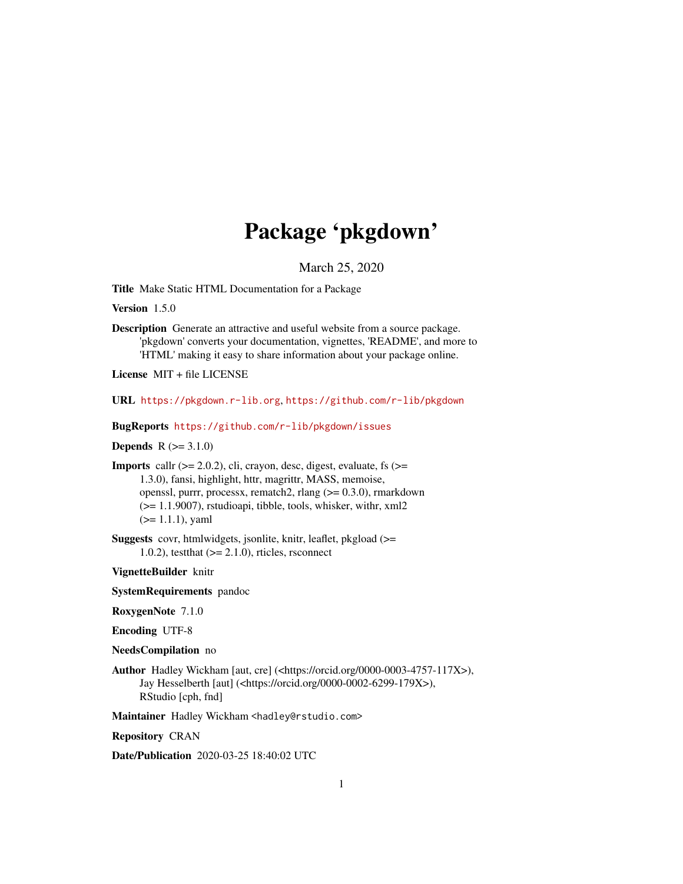# Package 'pkgdown'

March 25, 2020

**Title** Make Static HTML Documentation for a Package

**Version** 1.5.0

**Description** Generate an attractive and useful website from a source package. 'pkgdown' converts your documentation, vignettes, 'README', and more to 'HTML' making it easy to share information about your package online.

**License** MIT + file LICENSE

**URL** https://pkgdown.r-lib.org, https://github.com/r-lib/pkgdown

**BugReports** https://github.com/r-lib/pkgdown/issues

**Depends** R (>= 3.1.0)

**Imports** callr (>= 2.0.2), cli, crayon, desc, digest, evaluate, fs (>= 1.3.0), fansi, highlight, httr, magrittr, MASS, memoise, openssl, purrr, processx, rematch2, rlang (>= 0.3.0), rmarkdown (>= 1.1.9007), rstudioapi, tibble, tools, whisker, withr, xml2 (>= 1.1.1), yaml

**Suggests** covr, htmlwidgets, jsonlite, knitr, leaflet, pkgload (>= 1.0.2), testthat (>= 2.1.0), rticles, rsconnect

**VignetteBuilder** knitr

**SystemRequirements** pandoc

**RoxygenNote** 7.1.0

**Encoding** UTF-8

**NeedsCompilation** no

**Author** Hadley Wickham [aut, cre] (<https://orcid.org/0000-0003-4757-117X>), Jay Hesselberth [aut] (<https://orcid.org/0000-0002-6299-179X>), RStudio [cph, fnd]

**Maintainer** Hadley Wickham <hadley@rstudio.com>

**Repository** CRAN

**Date/Publication** 2020-03-25 18:40:02 UTC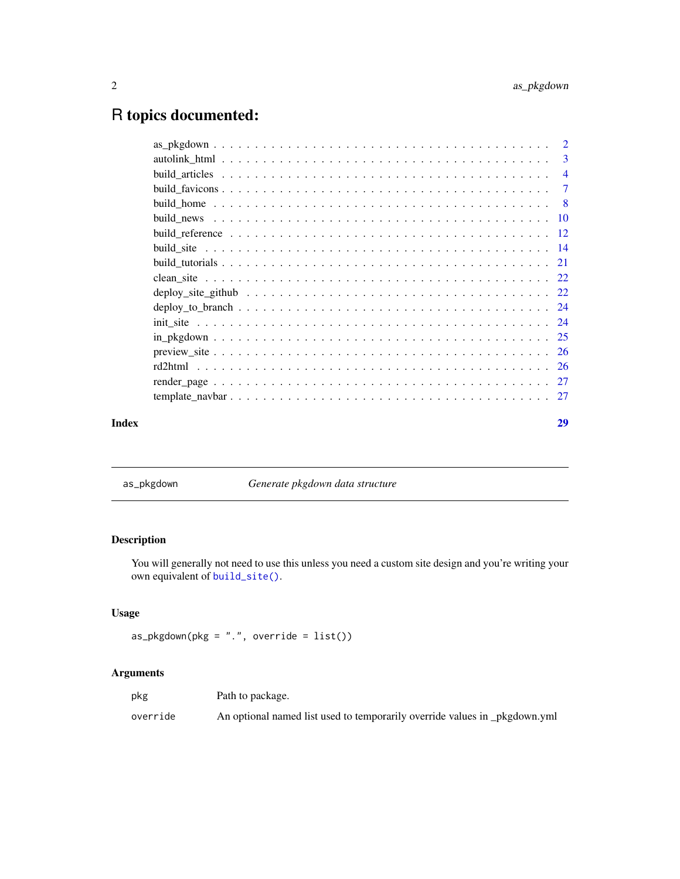# R topics documented:

| | |
|---|---|
| as_pkgdown | 2 |
| autolink_html | 3 |
| build_articles | 4 |
| build_favicons | 7 |
| build_home | 8 |
| build_news | 10 |
| build_reference | 12 |
| build_site | 14 |
| build_tutorials | 21 |
| clean_site | 22 |
| deploy_site_github | 22 |
| deploy_to_branch | 24 |
| init_site | 24 |
| in_pkgdown | 25 |
| preview_site | 26 |
| rd2html | 26 |
| render_page | 27 |
| template_navbar | 27 |

**Index** **29**

---

`as_pkgdown` *Generate pkgdown data structure*

---

### Description

You will generally not need to use this unless you need a custom site design and you're writing your own equivalent of `build_site()`.

### Usage

```
as_pkgdown(pkg = ".", override = list())
```

### Arguments

| | |
|---|---|
| `pkg` | Path to package. |
| `override` | An optional named list used to temporarily override values in _pkgdown.yml |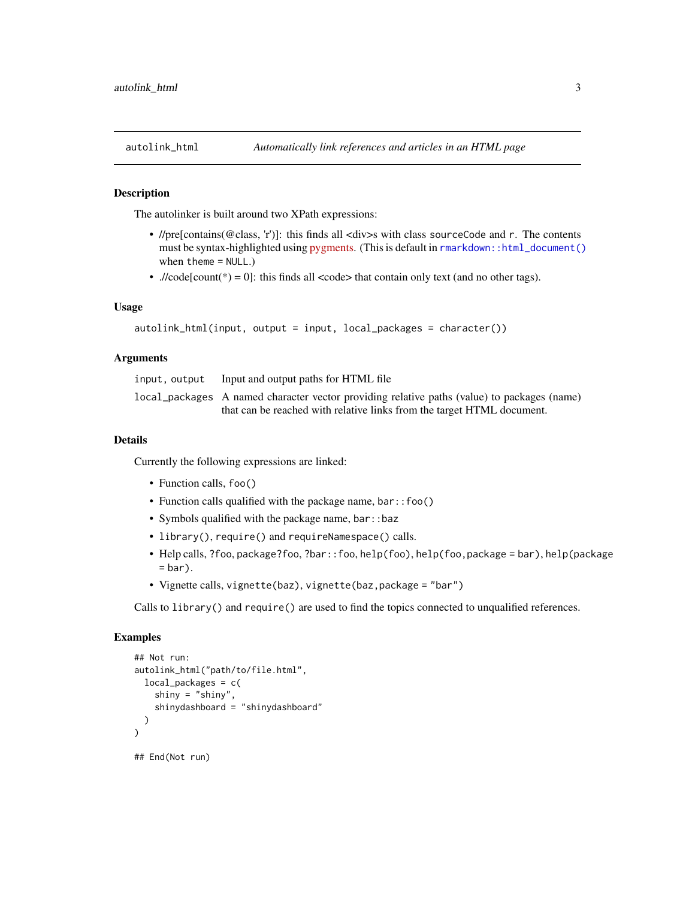## autolink_html — *Automatically link references and articles in an HTML page*

### Description

The autolinker is built around two XPath expressions:

- //pre[contains(@class, 'r')]: this finds all <div>s with class `sourceCode` and `r`. The contents must be syntax-highlighted using pygments. (This is default in `rmarkdown::html_document()` when `theme = NULL`.)
- .//code[count(*) = 0]: this finds all <code> that contain only text (and no other tags).

### Usage

```
autolink_html(input, output = input, local_packages = character())
```

### Arguments

| | |
|---|---|
| `input, output` | Input and output paths for HTML file |
| `local_packages` | A named character vector providing relative paths (value) to packages (name) that can be reached with relative links from the target HTML document. |

### Details

Currently the following expressions are linked:

- Function calls, `foo()`
- Function calls qualified with the package name, `bar::foo()`
- Symbols qualified with the package name, `bar::baz`
- `library()`, `require()` and `requireNamespace()` calls.
- Help calls, `?foo`, `package?foo`, `?bar::foo`, `help(foo)`, `help(foo,package = bar)`, `help(package = bar)`.
- Vignette calls, `vignette(baz)`, `vignette(baz,package = "bar")`

Calls to `library()` and `require()` are used to find the topics connected to unqualified references.

### Examples

```
## Not run:
autolink_html("path/to/file.html",
  local_packages = c(
    shiny = "shiny",
    shinydashboard = "shinydashboard"
  )
)

## End(Not run)
```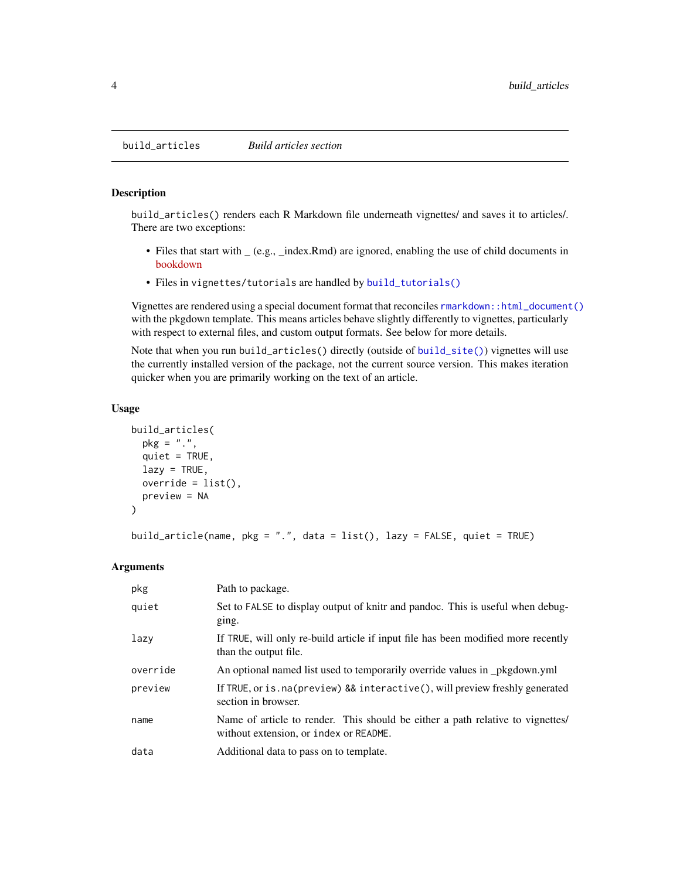# build_articles — *Build articles section*

## Description

`build_articles()` renders each R Markdown file underneath vignettes/ and saves it to articles/. There are two exceptions:

- Files that start with _ (e.g., _index.Rmd) are ignored, enabling the use of child documents in bookdown
- Files in `vignettes/tutorials` are handled by `build_tutorials()`

Vignettes are rendered using a special document format that reconciles `rmarkdown::html_document()` with the pkgdown template. This means articles behave slightly differently to vignettes, particularly with respect to external files, and custom output formats. See below for more details.

Note that when you run `build_articles()` directly (outside of `build_site()`) vignettes will use the currently installed version of the package, not the current source version. This makes iteration quicker when you are primarily working on the text of an article.

## Usage

```
build_articles(
  pkg = ".",
  quiet = TRUE,
  lazy = TRUE,
  override = list(),
  preview = NA
)

build_article(name, pkg = ".", data = list(), lazy = FALSE, quiet = TRUE)
```

## Arguments

| | |
|---|---|
| `pkg` | Path to package. |
| `quiet` | Set to `FALSE` to display output of knitr and pandoc. This is useful when debugging. |
| `lazy` | If `TRUE`, will only re-build article if input file has been modified more recently than the output file. |
| `override` | An optional named list used to temporarily override values in _pkgdown.yml |
| `preview` | If `TRUE`, or `is.na(preview) && interactive()`, will preview freshly generated section in browser. |
| `name` | Name of article to render. This should be either a path relative to vignettes/ without extension, or `index` or `README`. |
| `data` | Additional data to pass on to template. |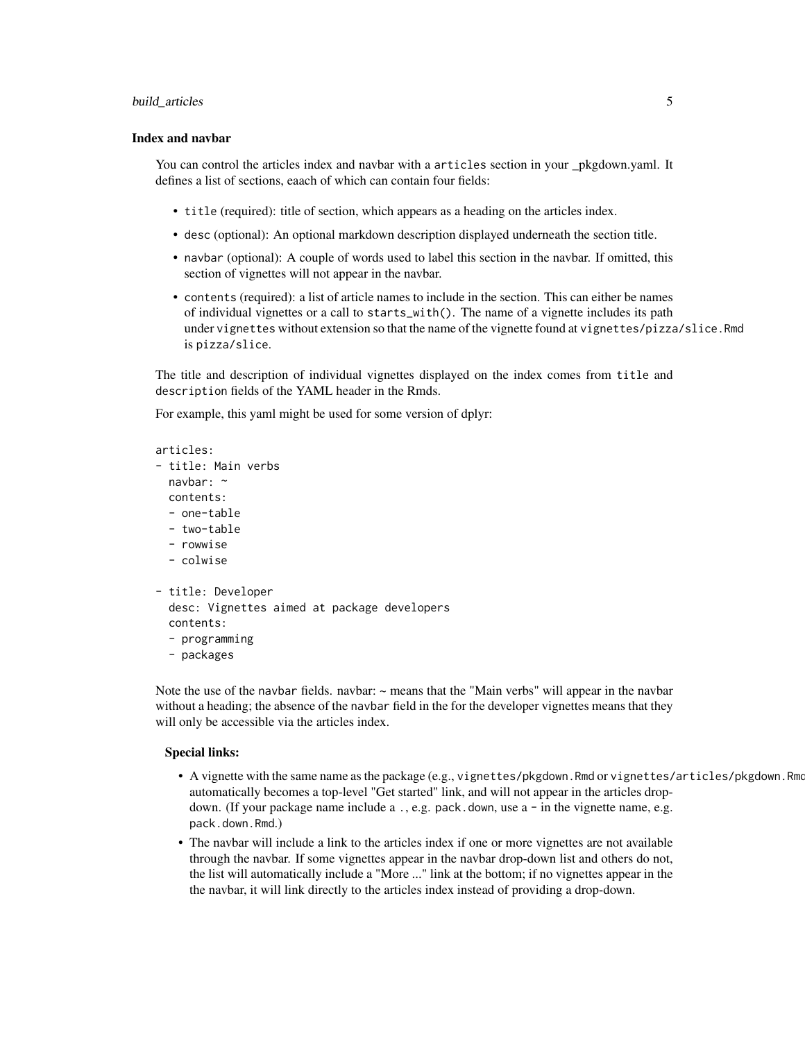### Index and navbar

You can control the articles index and navbar with a `articles` section in your _pkgdown.yaml. It defines a list of sections, eaach of which can contain four fields:

- `title` (required): title of section, which appears as a heading on the articles index.
- `desc` (optional): An optional markdown description displayed underneath the section title.
- `navbar` (optional): A couple of words used to label this section in the navbar. If omitted, this section of vignettes will not appear in the navbar.
- `contents` (required): a list of article names to include in the section. This can either be names of individual vignettes or a call to `starts_with()`. The name of a vignette includes its path under `vignettes` without extension so that the name of the vignette found at `vignettes/pizza/slice.Rmd` is `pizza/slice`.

The title and description of individual vignettes displayed on the index comes from `title` and `description` fields of the YAML header in the Rmds.

For example, this yaml might be used for some version of dplyr:

```
articles:
- title: Main verbs
  navbar: ~
  contents:
  - one-table
  - two-table
  - rowwise
  - colwise

- title: Developer
  desc: Vignettes aimed at package developers
  contents:
  - programming
  - packages
```

Note the use of the `navbar` fields. navbar: ~ means that the "Main verbs" will appear in the navbar without a heading; the absence of the `navbar` field in the for the developer vignettes means that they will only be accessible via the articles index.

**Special links:**

- A vignette with the same name as the package (e.g., `vignettes/pkgdown.Rmd` or `vignettes/articles/pkgdown.Rmd`) automatically becomes a top-level "Get started" link, and will not appear in the articles drop-down. (If your package name include a `.`, e.g. `pack.down`, use a `-` in the vignette name, e.g. `pack.down.Rmd`.)
- The navbar will include a link to the articles index if one or more vignettes are not available through the navbar. If some vignettes appear in the navbar drop-down list and others do not, the list will automatically include a "More ..." link at the bottom; if no vignettes appear in the the navbar, it will link directly to the articles index instead of providing a drop-down.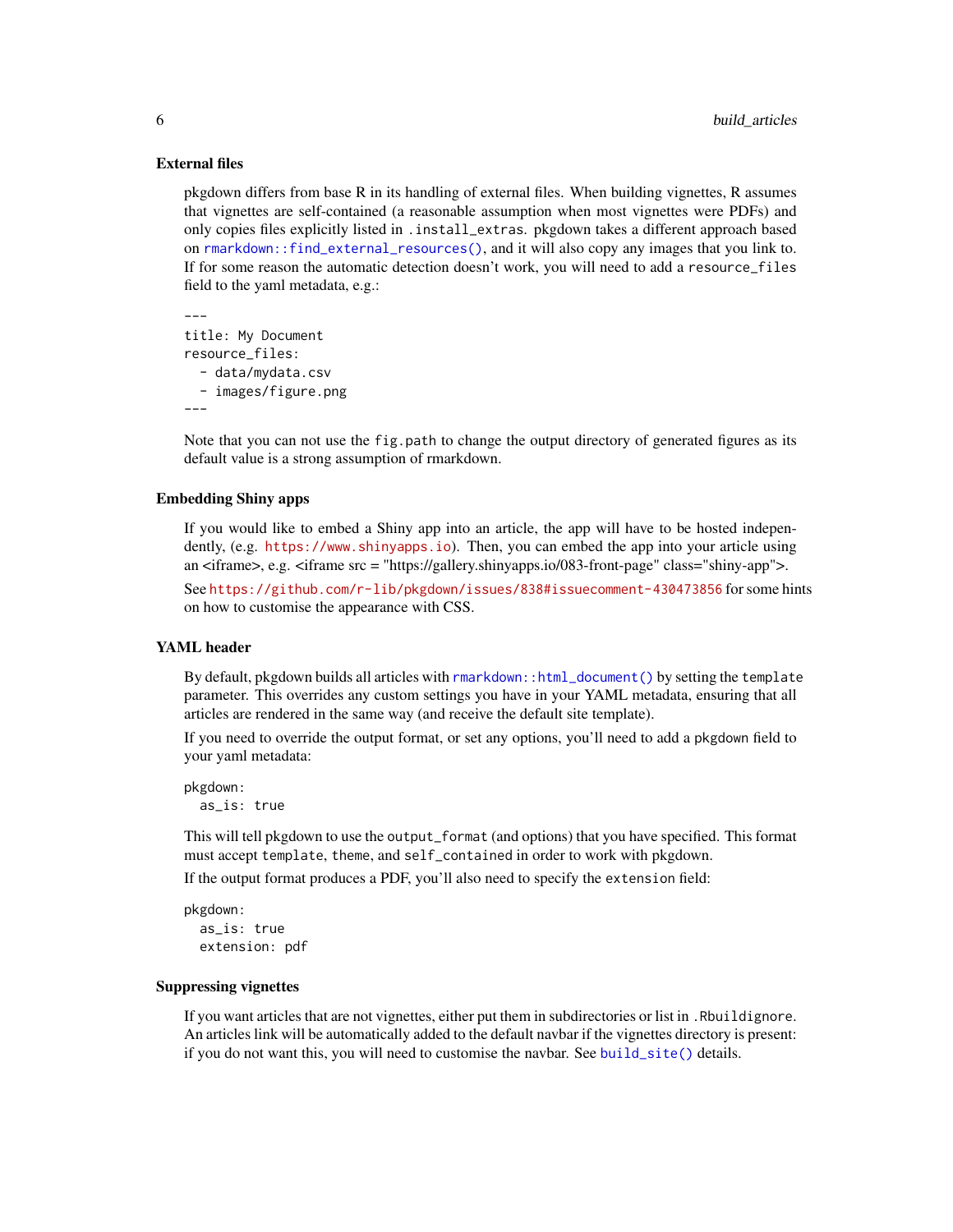### External files

pkgdown differs from base R in its handling of external files. When building vignettes, R assumes that vignettes are self-contained (a reasonable assumption when most vignettes were PDFs) and only copies files explicitly listed in `.install_extras`. pkgdown takes a different approach based on `rmarkdown::find_external_resources()`, and it will also copy any images that you link to. If for some reason the automatic detection doesn't work, you will need to add a `resource_files` field to the yaml metadata, e.g.:

```
---
title: My Document
resource_files:
  - data/mydata.csv
  - images/figure.png
---
```

Note that you can not use the `fig.path` to change the output directory of generated figures as its default value is a strong assumption of rmarkdown.

### Embedding Shiny apps

If you would like to embed a Shiny app into an article, the app will have to be hosted independently, (e.g. https://www.shinyapps.io). Then, you can embed the app into your article using an <iframe>, e.g. <iframe src = "https://gallery.shinyapps.io/083-front-page" class="shiny-app">.

See https://github.com/r-lib/pkgdown/issues/838#issuecomment-430473856 for some hints on how to customise the appearance with CSS.

### YAML header

By default, pkgdown builds all articles with `rmarkdown::html_document()` by setting the `template` parameter. This overrides any custom settings you have in your YAML metadata, ensuring that all articles are rendered in the same way (and receive the default site template).

If you need to override the output format, or set any options, you'll need to add a `pkgdown` field to your yaml metadata:

```
pkgdown:
  as_is: true
```

This will tell pkgdown to use the `output_format` (and options) that you have specified. This format must accept `template`, `theme`, and `self_contained` in order to work with pkgdown.

If the output format produces a PDF, you'll also need to specify the `extension` field:

```
pkgdown:
  as_is: true
  extension: pdf
```

### Suppressing vignettes

If you want articles that are not vignettes, either put them in subdirectories or list in `.Rbuildignore`. An articles link will be automatically added to the default navbar if the vignettes directory is present: if you do not want this, you will need to customise the navbar. See `build_site()` details.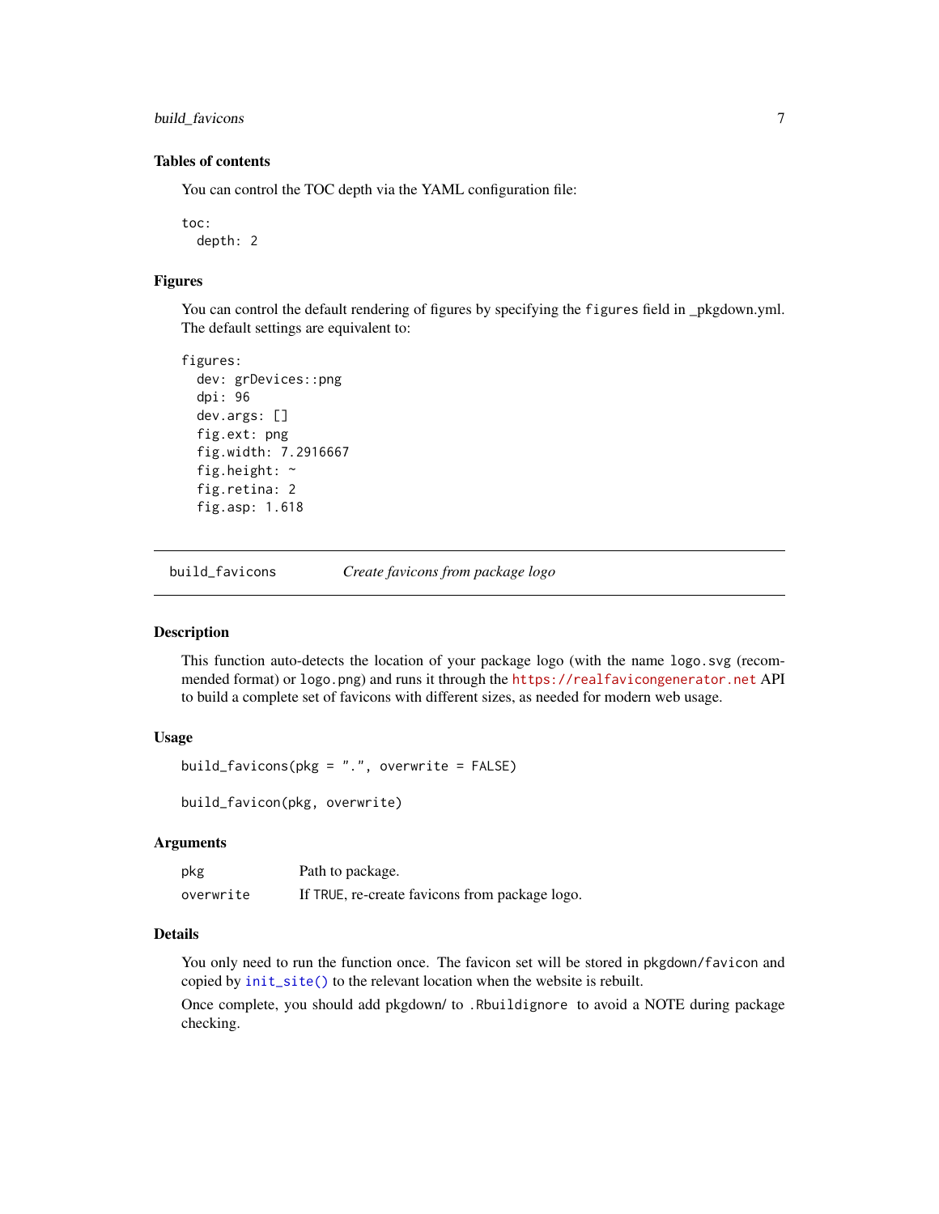### Tables of contents

You can control the TOC depth via the YAML configuration file:

```
toc:
  depth: 2
```

### Figures

You can control the default rendering of figures by specifying the `figures` field in _pkgdown.yml. The default settings are equivalent to:

```
figures:
  dev: grDevices::png
  dpi: 96
  dev.args: []
  fig.ext: png
  fig.width: 7.2916667
  fig.height: ~
  fig.retina: 2
  fig.asp: 1.618
```

---

## build_favicons — *Create favicons from package logo*

### Description

This function auto-detects the location of your package logo (with the name `logo.svg` (recommended format) or `logo.png`) and runs it through the https://realfavicongenerator.net API to build a complete set of favicons with different sizes, as needed for modern web usage.

### Usage

```
build_favicons(pkg = ".", overwrite = FALSE)

build_favicon(pkg, overwrite)
```

### Arguments

| | |
|---|---|
| `pkg` | Path to package. |
| `overwrite` | If `TRUE`, re-create favicons from package logo. |

### Details

You only need to run the function once. The favicon set will be stored in `pkgdown/favicon` and copied by `init_site()` to the relevant location when the website is rebuilt.

Once complete, you should add pkgdown/ to `.Rbuildignore` to avoid a NOTE during package checking.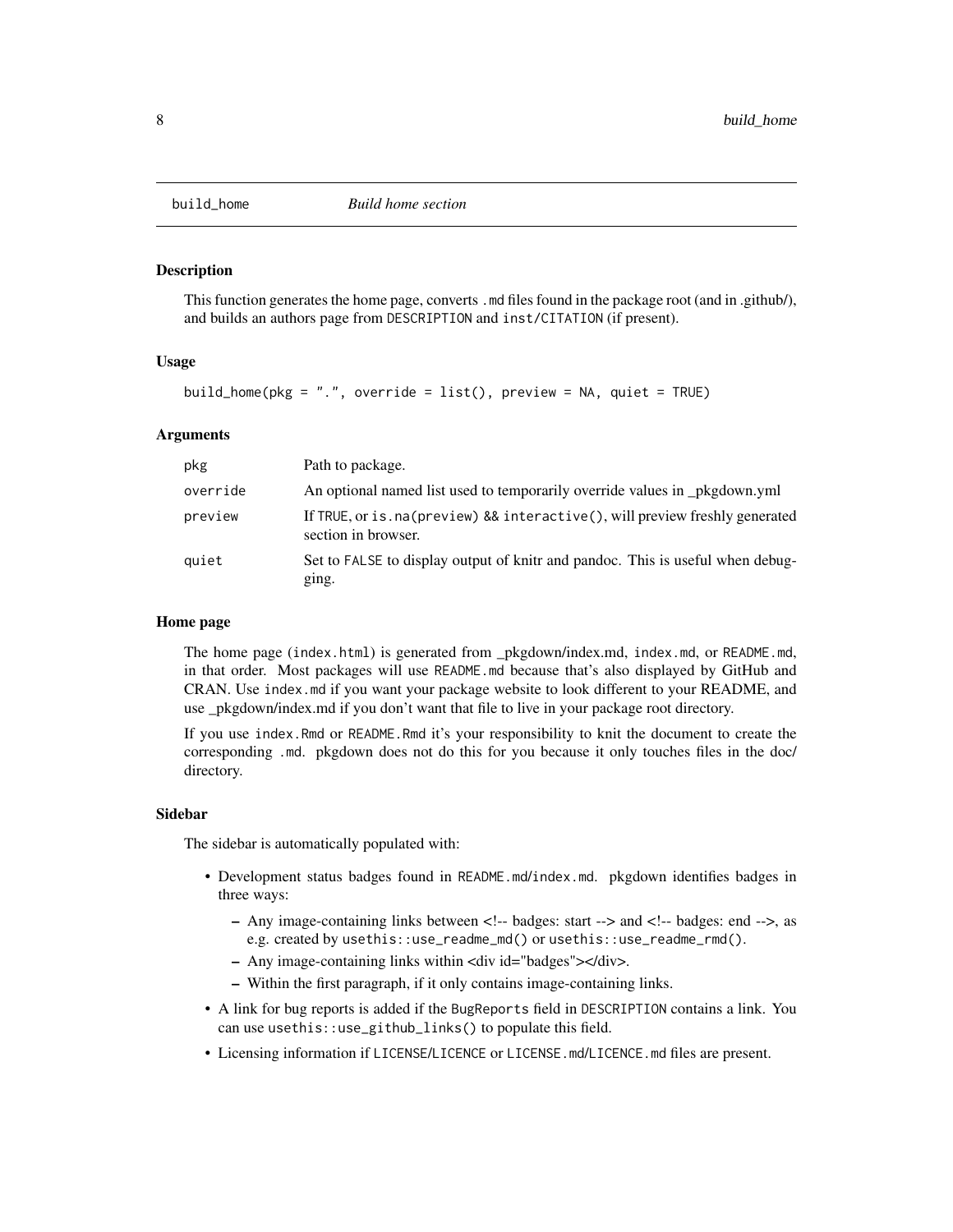## build_home — *Build home section*

### Description

This function generates the home page, converts `.md` files found in the package root (and in .github/), and builds an authors page from `DESCRIPTION` and `inst/CITATION` (if present).

### Usage

```
build_home(pkg = ".", override = list(), preview = NA, quiet = TRUE)
```

### Arguments

| | |
|---|---|
| `pkg` | Path to package. |
| `override` | An optional named list used to temporarily override values in _pkgdown.yml |
| `preview` | If `TRUE`, or `is.na(preview) && interactive()`, will preview freshly generated section in browser. |
| `quiet` | Set to `FALSE` to display output of knitr and pandoc. This is useful when debugging. |

### Home page

The home page (`index.html`) is generated from _pkgdown/index.md, `index.md`, or `README.md`, in that order. Most packages will use `README.md` because that's also displayed by GitHub and CRAN. Use `index.md` if you want your package website to look different to your README, and use _pkgdown/index.md if you don't want that file to live in your package root directory.

If you use `index.Rmd` or `README.Rmd` it's your responsibility to knit the document to create the corresponding `.md`. pkgdown does not do this for you because it only touches files in the doc/ directory.

### Sidebar

The sidebar is automatically populated with:

- Development status badges found in `README.md`/`index.md`. pkgdown identifies badges in three ways:
  - Any image-containing links between <!-- badges: start --> and <!-- badges: end -->, as e.g. created by `usethis::use_readme_md()` or `usethis::use_readme_rmd()`.
  - Any image-containing links within <div id="badges"></div>.
  - Within the first paragraph, if it only contains image-containing links.
- A link for bug reports is added if the `BugReports` field in `DESCRIPTION` contains a link. You can use `usethis::use_github_links()` to populate this field.
- Licensing information if `LICENSE`/`LICENCE` or `LICENSE.md`/`LICENCE.md` files are present.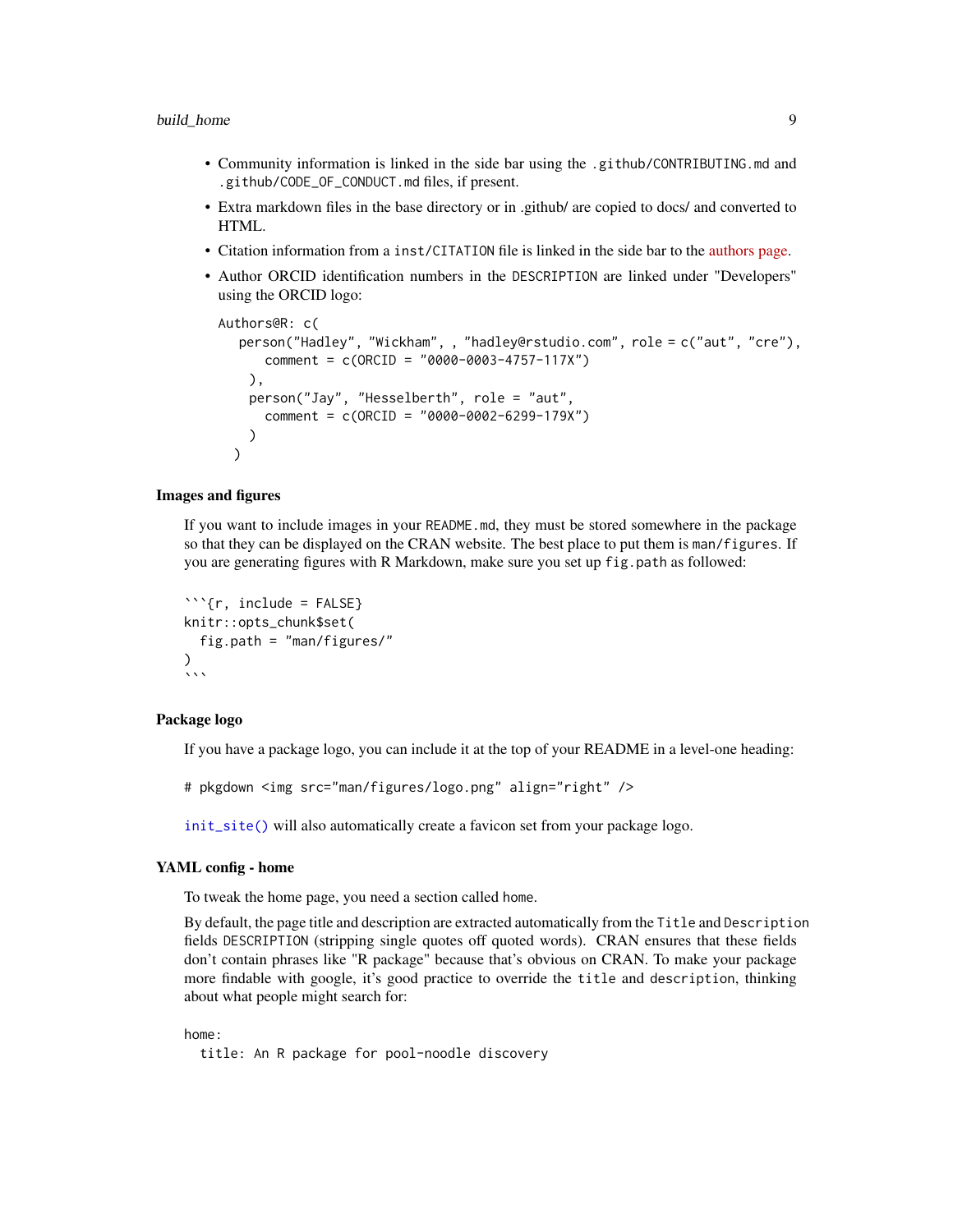- Community information is linked in the side bar using the `.github/CONTRIBUTING.md` and `.github/CODE_OF_CONDUCT.md` files, if present.
- Extra markdown files in the base directory or in .github/ are copied to docs/ and converted to HTML.
- Citation information from a `inst/CITATION` file is linked in the side bar to the authors page.
- Author ORCID identification numbers in the `DESCRIPTION` are linked under "Developers" using the ORCID logo:

```
Authors@R: c(
    person("Hadley", "Wickham", , "hadley@rstudio.com", role = c("aut", "cre"),
      comment = c(ORCID = "0000-0003-4757-117X")
    ),
    person("Jay", "Hesselberth", role = "aut",
      comment = c(ORCID = "0000-0002-6299-179X")
    )
  )
```

### Images and figures

If you want to include images in your `README.md`, they must be stored somewhere in the package so that they can be displayed on the CRAN website. The best place to put them is `man/figures`. If you are generating figures with R Markdown, make sure you set up `fig.path` as followed:

````
```{r, include = FALSE}
knitr::opts_chunk$set(
  fig.path = "man/figures/"
)
```
````

### Package logo

If you have a package logo, you can include it at the top of your README in a level-one heading:

```
# pkgdown <img src="man/figures/logo.png" align="right" />
```

`init_site()` will also automatically create a favicon set from your package logo.

### YAML config - home

To tweak the home page, you need a section called `home`.

By default, the page title and description are extracted automatically from the `Title` and `Description` fields `DESCRIPTION` (stripping single quotes off quoted words). CRAN ensures that these fields don't contain phrases like "R package" because that's obvious on CRAN. To make your package more findable with google, it's good practice to override the `title` and `description`, thinking about what people might search for:

```
home:
  title: An R package for pool-noodle discovery
```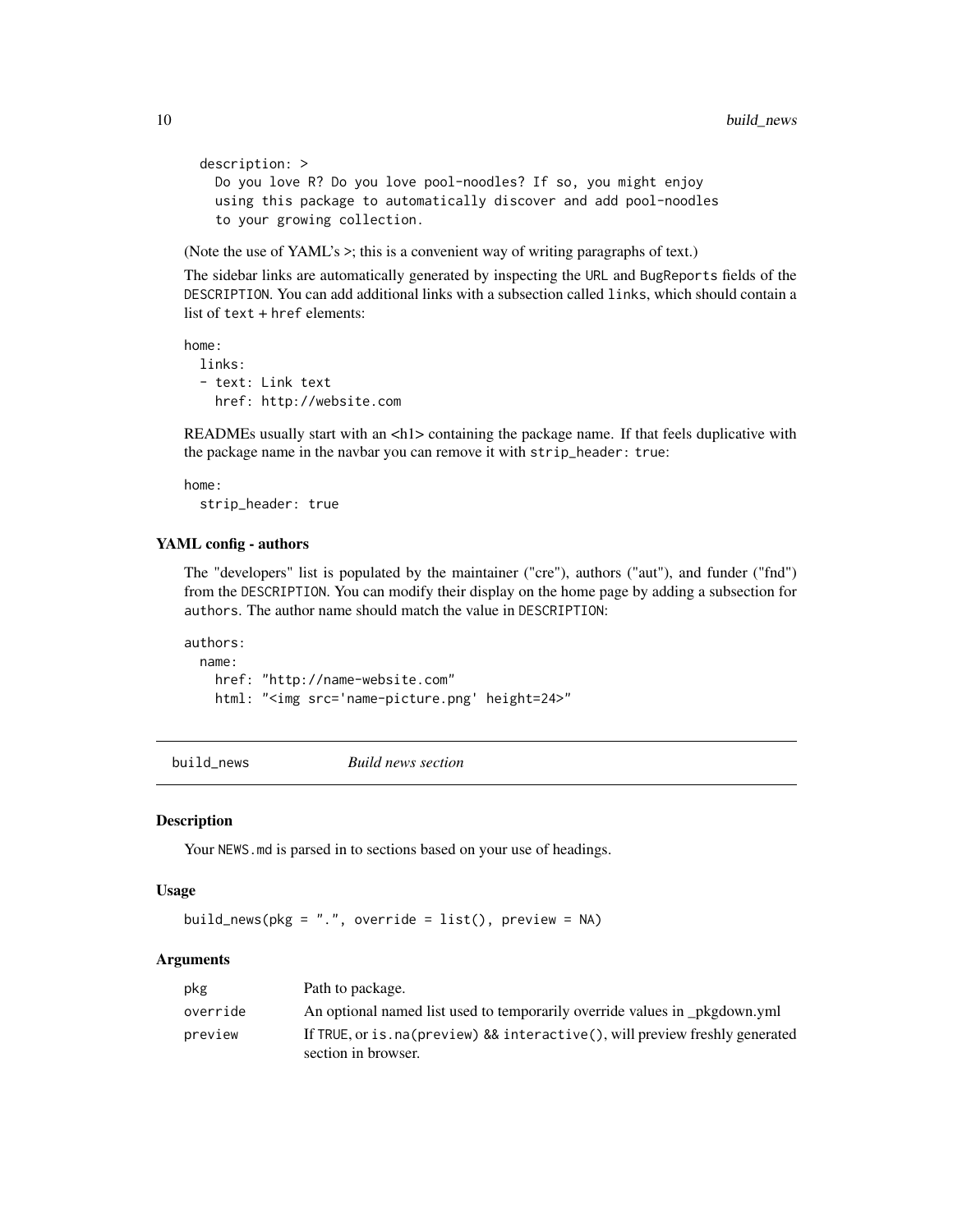```
description: >
  Do you love R? Do you love pool-noodles? If so, you might enjoy
  using this package to automatically discover and add pool-noodles
  to your growing collection.
```

(Note the use of YAML's >; this is a convenient way of writing paragraphs of text.)

The sidebar links are automatically generated by inspecting the URL and BugReports fields of the DESCRIPTION. You can add additional links with a subsection called links, which should contain a list of text + href elements:

```
home:
  links:
  - text: Link text
    href: http://website.com
```

READMEs usually start with an <h1> containing the package name. If that feels duplicative with the package name in the navbar you can remove it with strip_header: true:

```
home:
  strip_header: true
```

### YAML config - authors

The "developers" list is populated by the maintainer ("cre"), authors ("aut"), and funder ("fnd") from the DESCRIPTION. You can modify their display on the home page by adding a subsection for authors. The author name should match the value in DESCRIPTION:

```
authors:
  name:
    href: "http://name-website.com"
    html: "<img src='name-picture.png' height=24>"
```

## build_news *Build news section*

### Description

Your NEWS.md is parsed in to sections based on your use of headings.

### Usage

```
build_news(pkg = ".", override = list(), preview = NA)
```

### Arguments

| | |
|---|---|
| pkg | Path to package. |
| override | An optional named list used to temporarily override values in _pkgdown.yml |
| preview | If TRUE, or is.na(preview) && interactive(), will preview freshly generated section in browser. |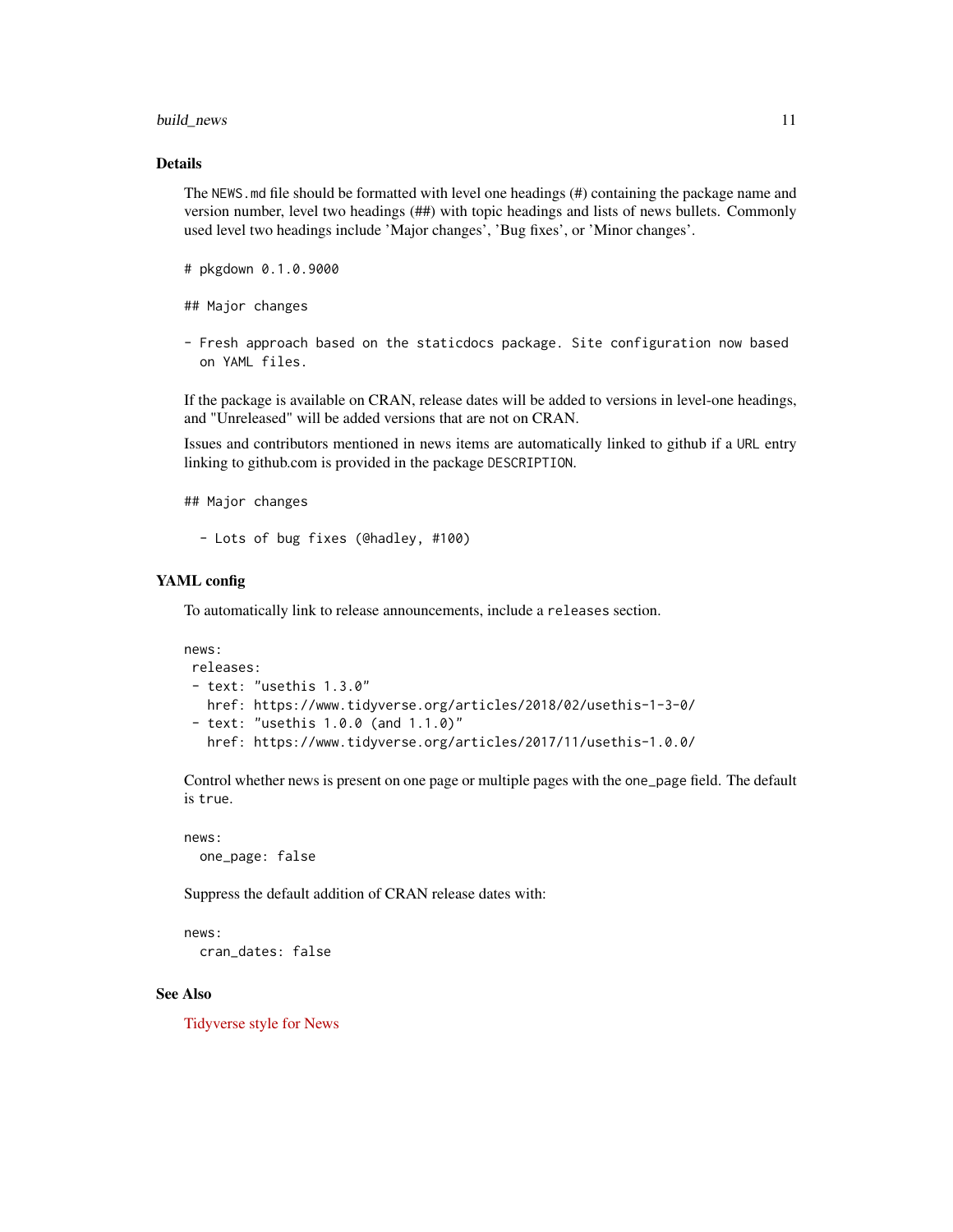### Details

The `NEWS.md` file should be formatted with level one headings (#) containing the package name and version number, level two headings (##) with topic headings and lists of news bullets. Commonly used level two headings include 'Major changes', 'Bug fixes', or 'Minor changes'.

```
# pkgdown 0.1.0.9000

## Major changes

- Fresh approach based on the staticdocs package. Site configuration now based
  on YAML files.
```

If the package is available on CRAN, release dates will be added to versions in level-one headings, and "Unreleased" will be added versions that are not on CRAN.

Issues and contributors mentioned in news items are automatically linked to github if a `URL` entry linking to github.com is provided in the package `DESCRIPTION`.

```
## Major changes

  - Lots of bug fixes (@hadley, #100)
```

### YAML config

To automatically link to release announcements, include a `releases` section.

```
news:
 releases:
 - text: "usethis 1.3.0"
   href: https://www.tidyverse.org/articles/2018/02/usethis-1-3-0/
 - text: "usethis 1.0.0 (and 1.1.0)"
   href: https://www.tidyverse.org/articles/2017/11/usethis-1.0.0/
```

Control whether news is present on one page or multiple pages with the `one_page` field. The default is `true`.

```
news:
  one_page: false
```

Suppress the default addition of CRAN release dates with:

```
news:
  cran_dates: false
```

### See Also

Tidyverse style for News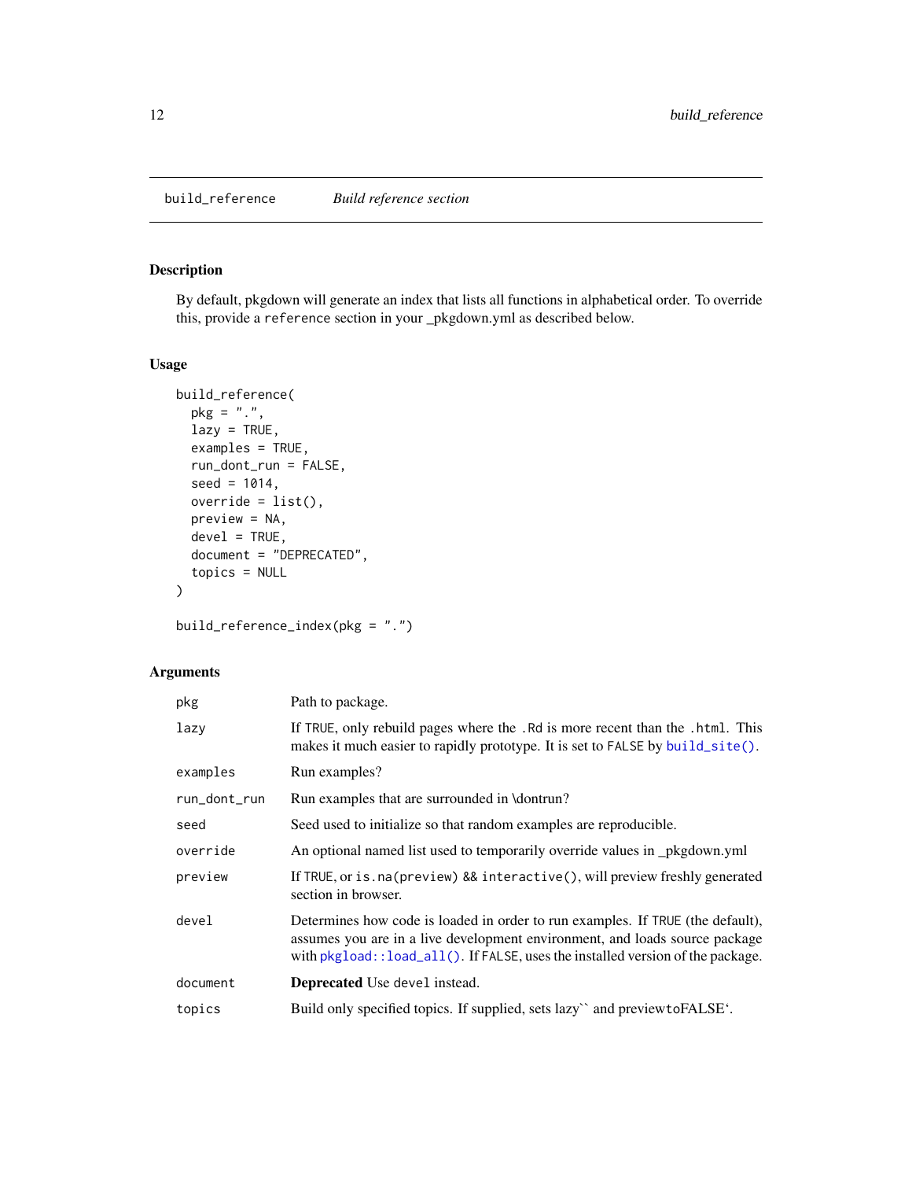## build_reference    *Build reference section*

### Description

By default, pkgdown will generate an index that lists all functions in alphabetical order. To override this, provide a `reference` section in your _pkgdown.yml as described below.

### Usage

```
build_reference(
  pkg = ".",
  lazy = TRUE,
  examples = TRUE,
  run_dont_run = FALSE,
  seed = 1014,
  override = list(),
  preview = NA,
  devel = TRUE,
  document = "DEPRECATED",
  topics = NULL
)

build_reference_index(pkg = ".")
```

### Arguments

| | |
|---|---|
| `pkg` | Path to package. |
| `lazy` | If `TRUE`, only rebuild pages where the `.Rd` is more recent than the `.html`. This makes it much easier to rapidly prototype. It is set to `FALSE` by `build_site()`. |
| `examples` | Run examples? |
| `run_dont_run` | Run examples that are surrounded in \dontrun? |
| `seed` | Seed used to initialize so that random examples are reproducible. |
| `override` | An optional named list used to temporarily override values in _pkgdown.yml |
| `preview` | If `TRUE`, or `is.na(preview) && interactive()`, will preview freshly generated section in browser. |
| `devel` | Determines how code is loaded in order to run examples. If `TRUE` (the default), assumes you are in a live development environment, and loads source package with `pkgload::load_all()`. If `FALSE`, uses the installed version of the package. |
| `document` | **Deprecated** Use `devel` instead. |
| `topics` | Build only specified topics. If supplied, sets lazy`` and previewtoFALSE`. |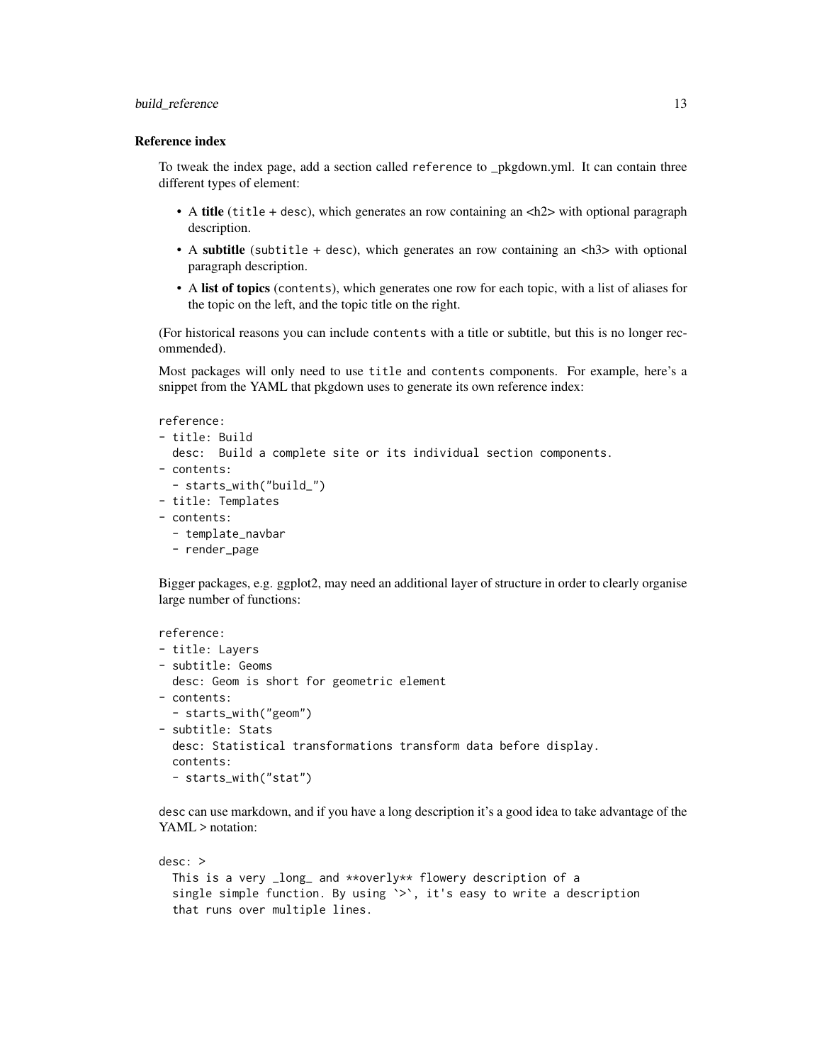### Reference index

To tweak the index page, add a section called `reference` to _pkgdown.yml. It can contain three different types of element:

- A **title** (`title` + `desc`), which generates an row containing an <h2> with optional paragraph description.
- A **subtitle** (`subtitle` + `desc`), which generates an row containing an <h3> with optional paragraph description.
- A **list of topics** (`contents`), which generates one row for each topic, with a list of aliases for the topic on the left, and the topic title on the right.

(For historical reasons you can include `contents` with a title or subtitle, but this is no longer recommended).

Most packages will only need to use `title` and `contents` components. For example, here's a snippet from the YAML that pkgdown uses to generate its own reference index:

```
reference:
- title: Build
  desc:  Build a complete site or its individual section components.
- contents:
  - starts_with("build_")
- title: Templates
- contents:
  - template_navbar
  - render_page
```

Bigger packages, e.g. ggplot2, may need an additional layer of structure in order to clearly organise large number of functions:

```
reference:
- title: Layers
- subtitle: Geoms
  desc: Geom is short for geometric element
- contents:
  - starts_with("geom")
- subtitle: Stats
  desc: Statistical transformations transform data before display.
  contents:
  - starts_with("stat")
```

`desc` can use markdown, and if you have a long description it's a good idea to take advantage of the YAML > notation:

```
desc: >
  This is a very _long_ and **overly** flowery description of a
  single simple function. By using `>`, it's easy to write a description
  that runs over multiple lines.
```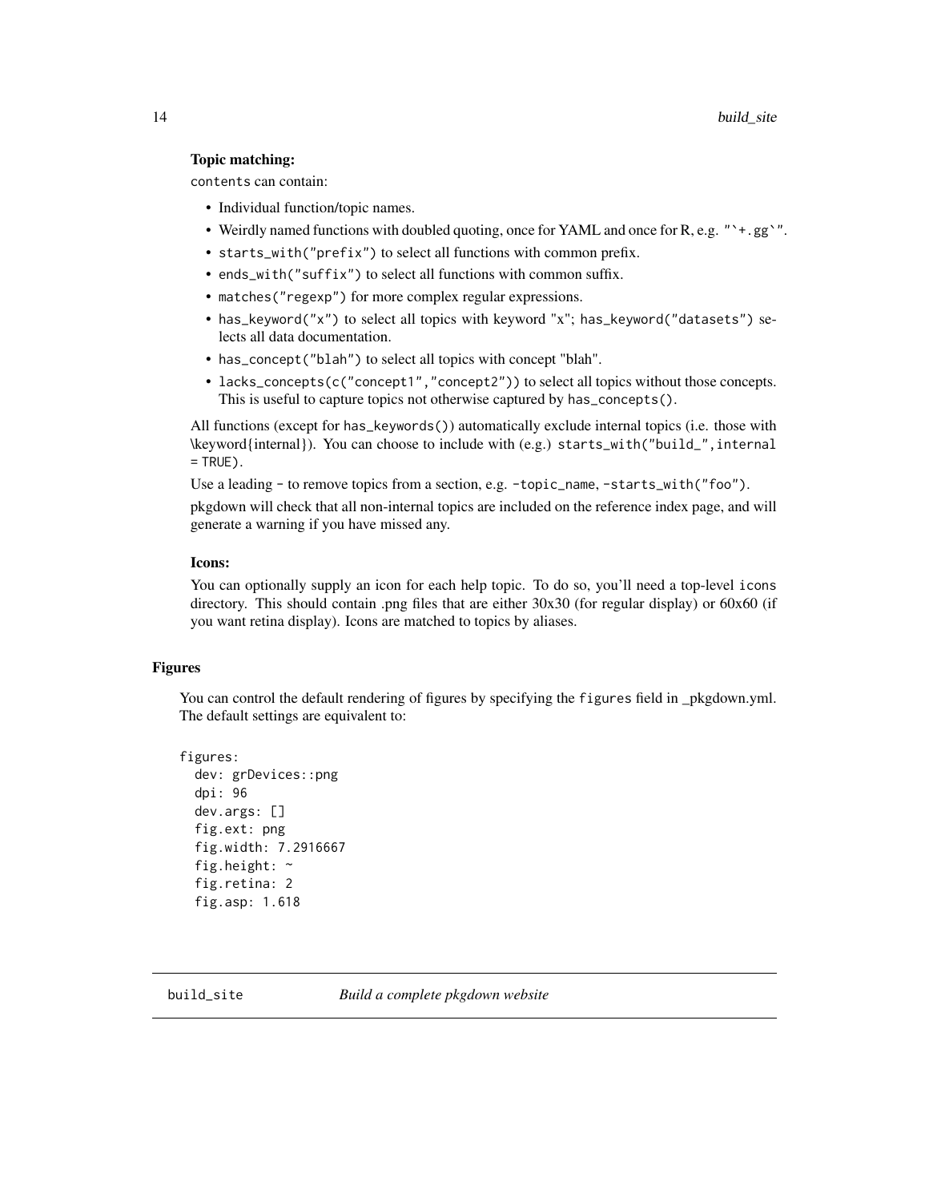**Topic matching:**

`contents` can contain:

- Individual function/topic names.
- Weirdly named functions with doubled quoting, once for YAML and once for R, e.g. ``"`+.gg`"``.
- `starts_with("prefix")` to select all functions with common prefix.
- `ends_with("suffix")` to select all functions with common suffix.
- `matches("regexp")` for more complex regular expressions.
- `has_keyword("x")` to select all topics with keyword "x"; `has_keyword("datasets")` selects all data documentation.
- `has_concept("blah")` to select all topics with concept "blah".
- `lacks_concepts(c("concept1","concept2"))` to select all topics without those concepts. This is useful to capture topics not otherwise captured by `has_concepts()`.

All functions (except for `has_keywords()`) automatically exclude internal topics (i.e. those with \keyword{internal}). You can choose to include with (e.g.) `starts_with("build_",internal = TRUE)`.

Use a leading `-` to remove topics from a section, e.g. `-topic_name`, `-starts_with("foo")`.

pkgdown will check that all non-internal topics are included on the reference index page, and will generate a warning if you have missed any.

**Icons:**

You can optionally supply an icon for each help topic. To do so, you'll need a top-level `icons` directory. This should contain .png files that are either 30x30 (for regular display) or 60x60 (if you want retina display). Icons are matched to topics by aliases.

## Figures

You can control the default rendering of figures by specifying the `figures` field in _pkgdown.yml. The default settings are equivalent to:

```
figures:
  dev: grDevices::png
  dpi: 96
  dev.args: []
  fig.ext: png
  fig.width: 7.2916667
  fig.height: ~
  fig.retina: 2
  fig.asp: 1.618
```

---

`build_site` *Build a complete pkgdown website*

---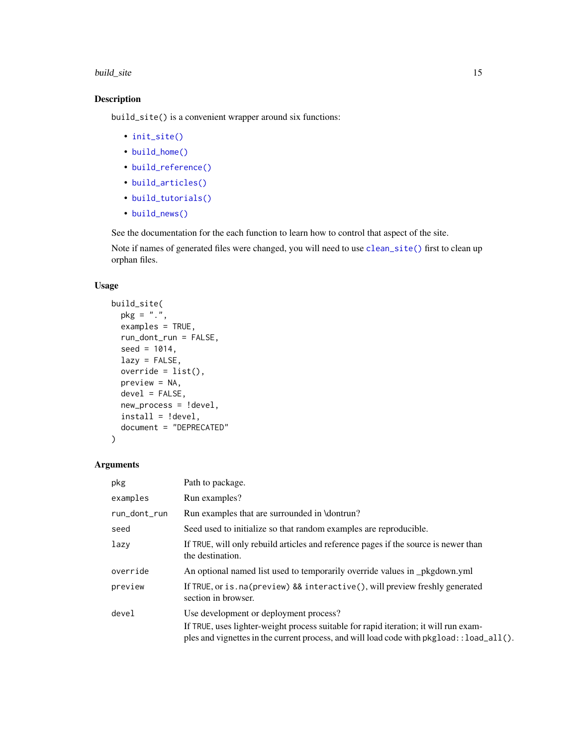### Description

`build_site()` is a convenient wrapper around six functions:

- `init_site()`
- `build_home()`
- `build_reference()`
- `build_articles()`
- `build_tutorials()`
- `build_news()`

See the documentation for the each function to learn how to control that aspect of the site.

Note if names of generated files were changed, you will need to use `clean_site()` first to clean up orphan files.

### Usage

```
build_site(
  pkg = ".",
  examples = TRUE,
  run_dont_run = FALSE,
  seed = 1014,
  lazy = FALSE,
  override = list(),
  preview = NA,
  devel = FALSE,
  new_process = !devel,
  install = !devel,
  document = "DEPRECATED"
)
```

### Arguments

| | |
|---|---|
| `pkg` | Path to package. |
| `examples` | Run examples? |
| `run_dont_run` | Run examples that are surrounded in \dontrun? |
| `seed` | Seed used to initialize so that random examples are reproducible. |
| `lazy` | If `TRUE`, will only rebuild articles and reference pages if the source is newer than the destination. |
| `override` | An optional named list used to temporarily override values in _pkgdown.yml |
| `preview` | If `TRUE`, or `is.na(preview) && interactive()`, will preview freshly generated section in browser. |
| `devel` | Use development or deployment process?<br>If `TRUE`, uses lighter-weight process suitable for rapid iteration; it will run examples and vignettes in the current process, and will load code with `pkgload::load_all()`. |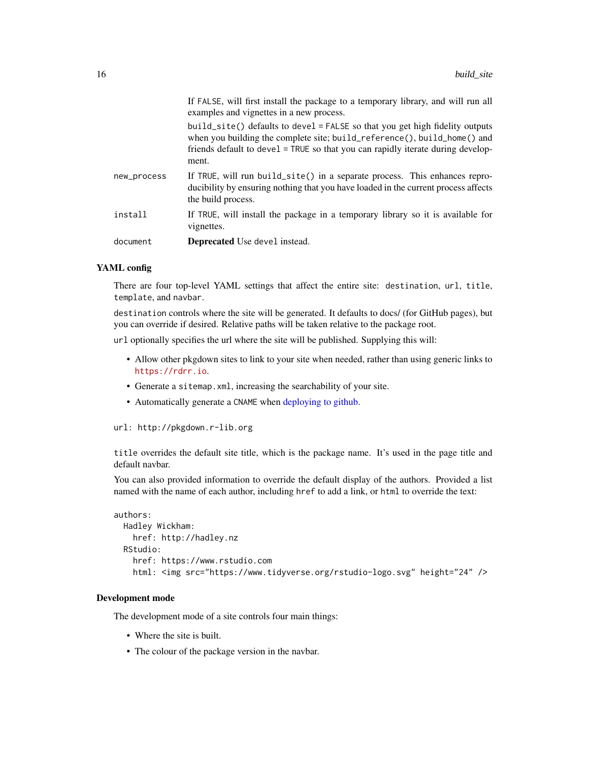| | |
|---|---|
| | If `FALSE`, will first install the package to a temporary library, and will run all examples and vignettes in a new process. |
| | `build_site()` defaults to `devel = FALSE` so that you get high fidelity outputs when you building the complete site; `build_reference()`, `build_home()` and friends default to `devel = TRUE` so that you can rapidly iterate during development. |
| `new_process` | If `TRUE`, will run `build_site()` in a separate process. This enhances reproducibility by ensuring nothing that you have loaded in the current process affects the build process. |
| `install` | If `TRUE`, will install the package in a temporary library so it is available for vignettes. |
| `document` | **Deprecated** Use `devel` instead. |

## YAML config

There are four top-level YAML settings that affect the entire site: `destination`, `url`, `title`, `template`, and `navbar`.

`destination` controls where the site will be generated. It defaults to docs/ (for GitHub pages), but you can override if desired. Relative paths will be taken relative to the package root.

`url` optionally specifies the url where the site will be published. Supplying this will:

- Allow other pkgdown sites to link to your site when needed, rather than using generic links to `https://rdrr.io`.
- Generate a `sitemap.xml`, increasing the searchability of your site.
- Automatically generate a `CNAME` when deploying to github.

```
url: http://pkgdown.r-lib.org
```

`title` overrides the default site title, which is the package name. It's used in the page title and default navbar.

You can also provided information to override the default display of the authors. Provided a list named with the name of each author, including `href` to add a link, or `html` to override the text:

```
authors:
  Hadley Wickham:
    href: http://hadley.nz
  RStudio:
    href: https://www.rstudio.com
    html: <img src="https://www.tidyverse.org/rstudio-logo.svg" height="24" />
```

## Development mode

The development mode of a site controls four main things:

- Where the site is built.
- The colour of the package version in the navbar.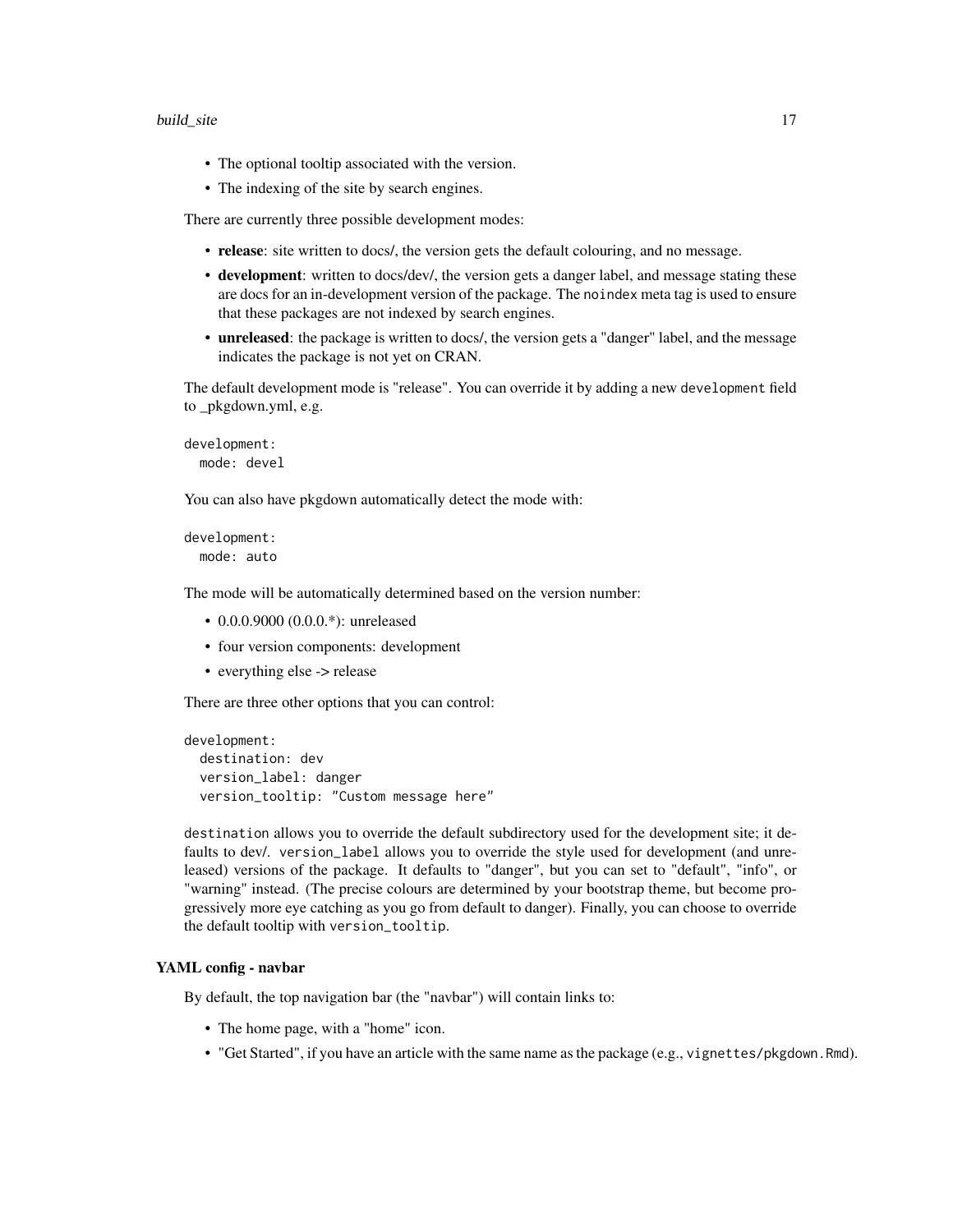- The optional tooltip associated with the version.
- The indexing of the site by search engines.

There are currently three possible development modes:

- **release**: site written to docs/, the version gets the default colouring, and no message.
- **development**: written to docs/dev/, the version gets a danger label, and message stating these are docs for an in-development version of the package. The `noindex` meta tag is used to ensure that these packages are not indexed by search engines.
- **unreleased**: the package is written to docs/, the version gets a "danger" label, and the message indicates the package is not yet on CRAN.

The default development mode is "release". You can override it by adding a new `development` field to _pkgdown.yml, e.g.

```
development:
  mode: devel
```

You can also have pkgdown automatically detect the mode with:

```
development:
  mode: auto
```

The mode will be automatically determined based on the version number:

- 0.0.0.9000 (0.0.0.*): unreleased
- four version components: development
- everything else -> release

There are three other options that you can control:

```
development:
  destination: dev
  version_label: danger
  version_tooltip: "Custom message here"
```

`destination` allows you to override the default subdirectory used for the development site; it defaults to dev/. `version_label` allows you to override the style used for development (and unreleased) versions of the package. It defaults to "danger", but you can set to "default", "info", or "warning" instead. (The precise colours are determined by your bootstrap theme, but become progressively more eye catching as you go from default to danger). Finally, you can choose to override the default tooltip with `version_tooltip`.

### YAML config - navbar

By default, the top navigation bar (the "navbar") will contain links to:

- The home page, with a "home" icon.
- "Get Started", if you have an article with the same name as the package (e.g., `vignettes/pkgdown.Rmd`).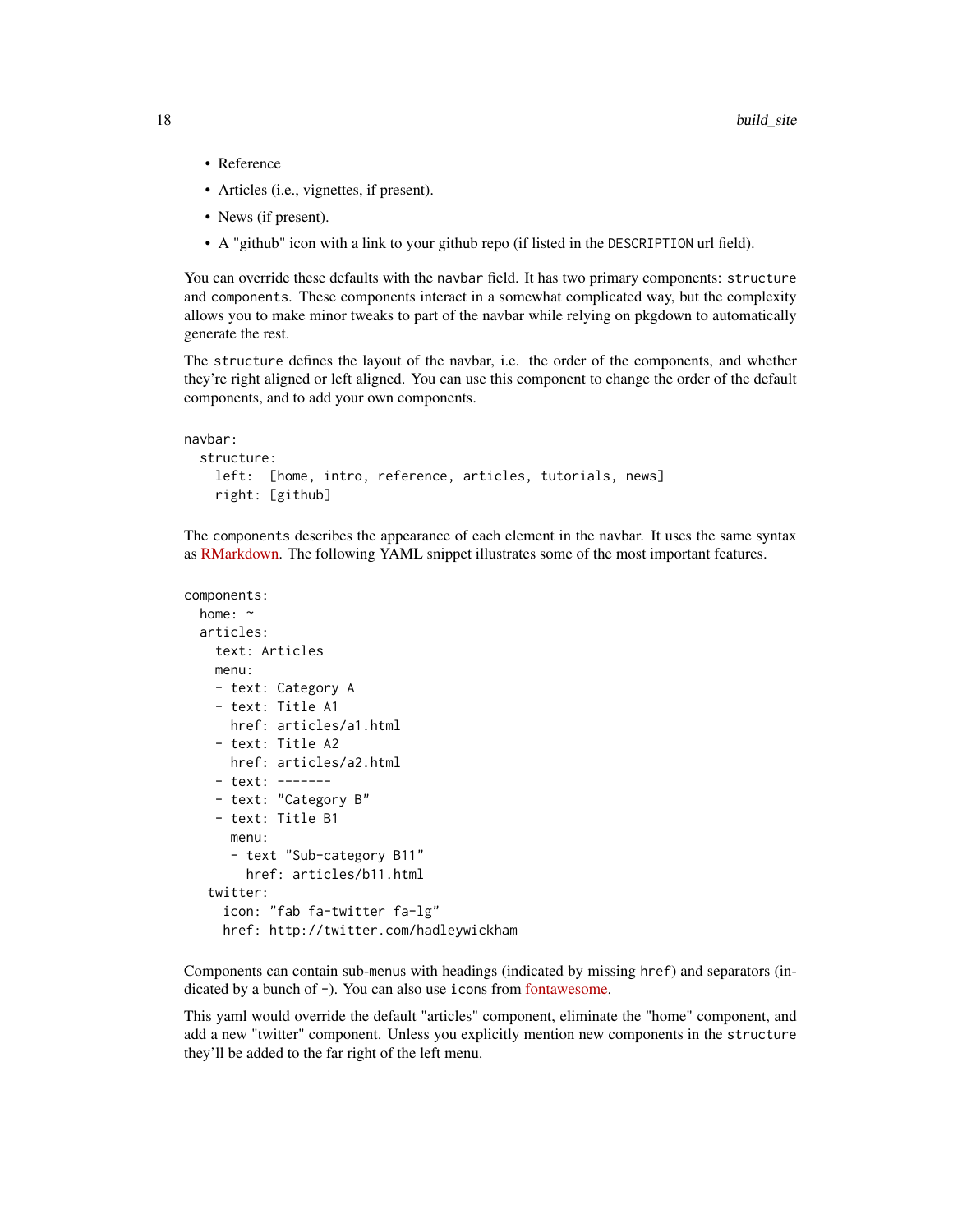- Reference
- Articles (i.e., vignettes, if present).
- News (if present).
- A "github" icon with a link to your github repo (if listed in the DESCRIPTION url field).

You can override these defaults with the navbar field. It has two primary components: structure and components. These components interact in a somewhat complicated way, but the complexity allows you to make minor tweaks to part of the navbar while relying on pkgdown to automatically generate the rest.

The structure defines the layout of the navbar, i.e. the order of the components, and whether they're right aligned or left aligned. You can use this component to change the order of the default components, and to add your own components.

```
navbar:
  structure:
    left:  [home, intro, reference, articles, tutorials, news]
    right: [github]
```

The components describes the appearance of each element in the navbar. It uses the same syntax as RMarkdown. The following YAML snippet illustrates some of the most important features.

```
components:
  home: ~
  articles:
    text: Articles
    menu:
    - text: Category A
    - text: Title A1
      href: articles/a1.html
    - text: Title A2
      href: articles/a2.html
    - text: -------
    - text: "Category B"
    - text: Title B1
      menu:
      - text "Sub-category B11"
        href: articles/b11.html
   twitter:
     icon: "fab fa-twitter fa-lg"
     href: http://twitter.com/hadleywickham
```

Components can contain sub-menus with headings (indicated by missing href) and separators (indicated by a bunch of -). You can also use icons from fontawesome.

This yaml would override the default "articles" component, eliminate the "home" component, and add a new "twitter" component. Unless you explicitly mention new components in the structure they'll be added to the far right of the left menu.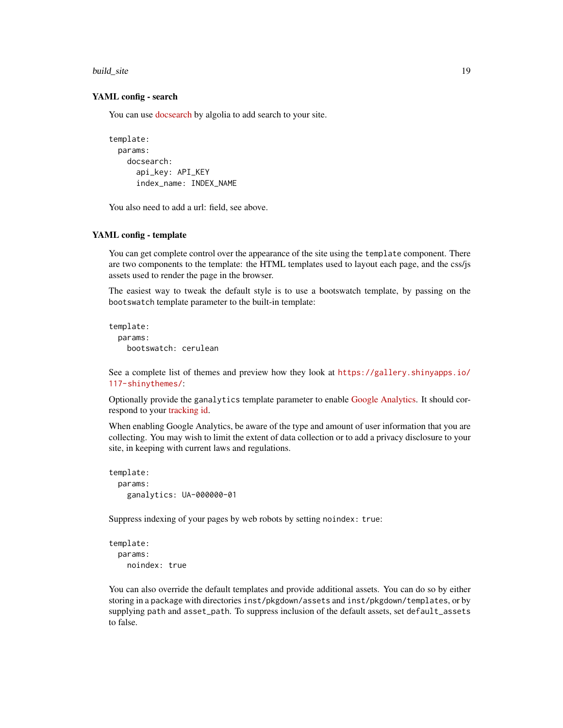### YAML config - search

You can use docsearch by algolia to add search to your site.

```
template:
  params:
    docsearch:
      api_key: API_KEY
      index_name: INDEX_NAME
```

You also need to add a url: field, see above.

### YAML config - template

You can get complete control over the appearance of the site using the `template` component. There are two components to the template: the HTML templates used to layout each page, and the css/js assets used to render the page in the browser.

The easiest way to tweak the default style is to use a bootswatch template, by passing on the `bootswatch` template parameter to the built-in template:

```
template:
  params:
    bootswatch: cerulean
```

See a complete list of themes and preview how they look at https://gallery.shinyapps.io/117-shinythemes/:

Optionally provide the `ganalytics` template parameter to enable Google Analytics. It should correspond to your tracking id.

When enabling Google Analytics, be aware of the type and amount of user information that you are collecting. You may wish to limit the extent of data collection or to add a privacy disclosure to your site, in keeping with current laws and regulations.

```
template:
  params:
    ganalytics: UA-000000-01
```

Suppress indexing of your pages by web robots by setting `noindex: true`:

```
template:
  params:
    noindex: true
```

You can also override the default templates and provide additional assets. You can do so by either storing in a package with directories `inst/pkgdown/assets` and `inst/pkgdown/templates`, or by supplying `path` and `asset_path`. To suppress inclusion of the default assets, set `default_assets` to false.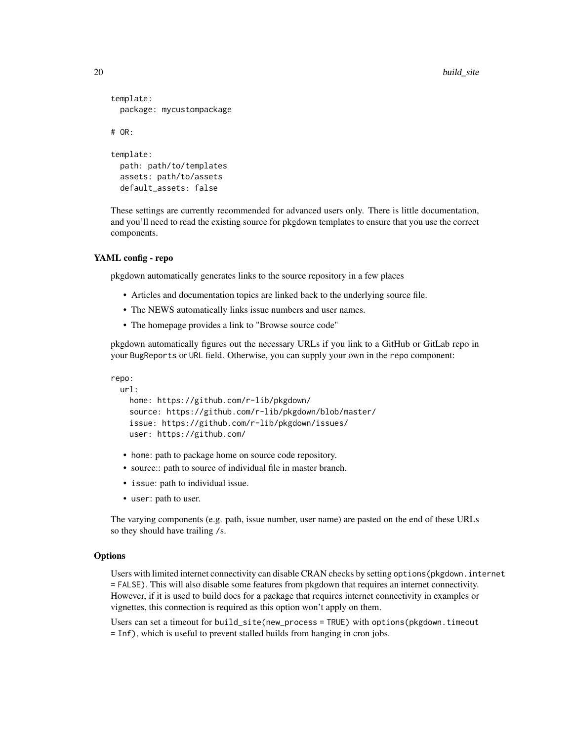```
template:
  package: mycustompackage

# OR:

template:
  path: path/to/templates
  assets: path/to/assets
  default_assets: false
```

These settings are currently recommended for advanced users only. There is little documentation, and you'll need to read the existing source for pkgdown templates to ensure that you use the correct components.

### YAML config - repo

pkgdown automatically generates links to the source repository in a few places

- Articles and documentation topics are linked back to the underlying source file.
- The NEWS automatically links issue numbers and user names.
- The homepage provides a link to "Browse source code"

pkgdown automatically figures out the necessary URLs if you link to a GitHub or GitLab repo in your `BugReports` or `URL` field. Otherwise, you can supply your own in the `repo` component:

```
repo:
  url:
    home: https://github.com/r-lib/pkgdown/
    source: https://github.com/r-lib/pkgdown/blob/master/
    issue: https://github.com/r-lib/pkgdown/issues/
    user: https://github.com/
```

- `home`: path to package home on source code repository.
- source:: path to source of individual file in master branch.
- `issue`: path to individual issue.
- `user`: path to user.

The varying components (e.g. path, issue number, user name) are pasted on the end of these URLs so they should have trailing `/`s.

### Options

Users with limited internet connectivity can disable CRAN checks by setting `options(pkgdown.internet = FALSE)`. This will also disable some features from pkgdown that requires an internet connectivity. However, if it is used to build docs for a package that requires internet connectivity in examples or vignettes, this connection is required as this option won't apply on them.

Users can set a timeout for `build_site(new_process = TRUE)` with `options(pkgdown.timeout = Inf)`, which is useful to prevent stalled builds from hanging in cron jobs.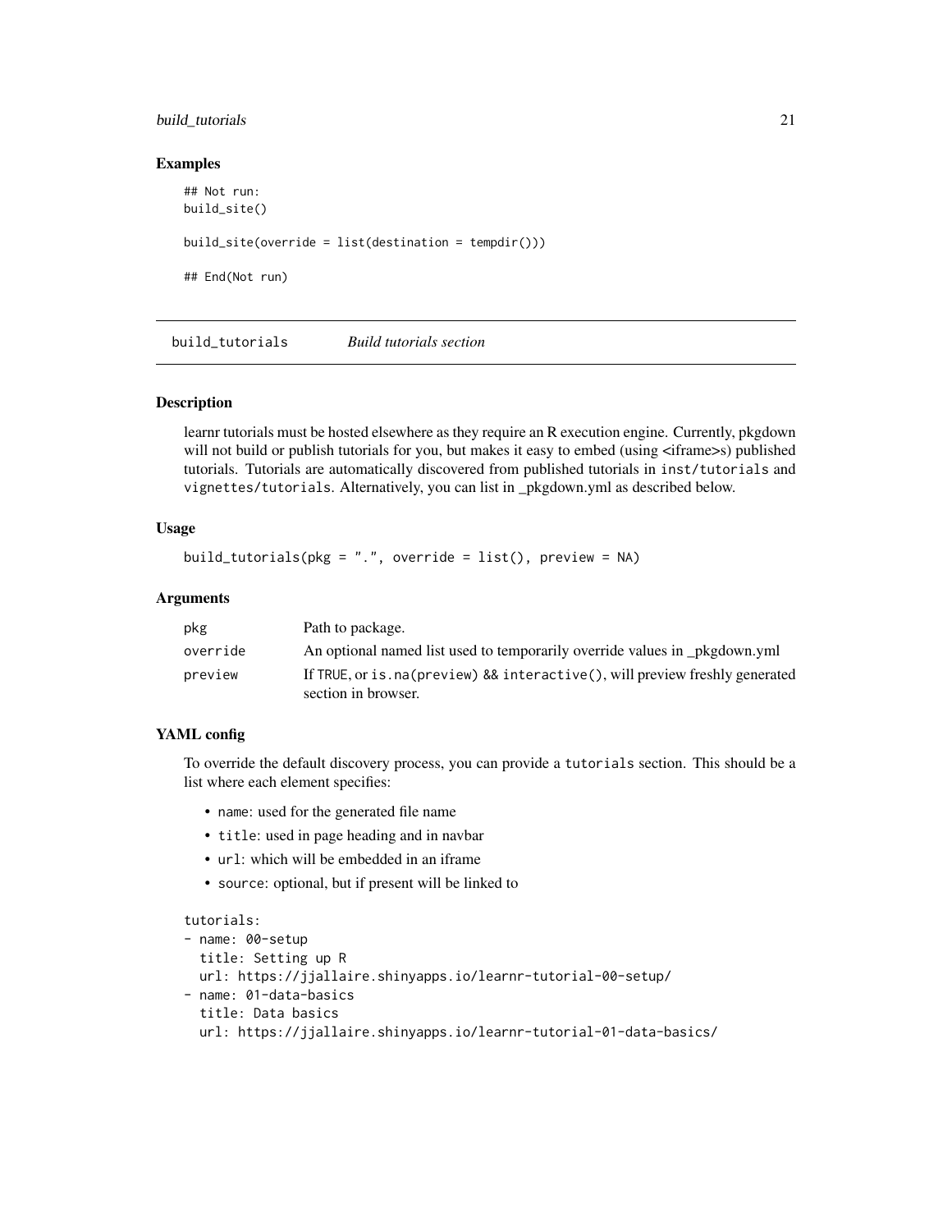### Examples

```
## Not run:
build_site()

build_site(override = list(destination = tempdir()))

## End(Not run)
```

## build_tutorials *Build tutorials section*

### Description

learnr tutorials must be hosted elsewhere as they require an R execution engine. Currently, pkgdown will not build or publish tutorials for you, but makes it easy to embed (using <iframe>s) published tutorials. Tutorials are automatically discovered from published tutorials in `inst/tutorials` and `vignettes/tutorials`. Alternatively, you can list in _pkgdown.yml as described below.

### Usage

```
build_tutorials(pkg = ".", override = list(), preview = NA)
```

### Arguments

| | |
|---|---|
| `pkg` | Path to package. |
| `override` | An optional named list used to temporarily override values in _pkgdown.yml |
| `preview` | If TRUE, or `is.na(preview) && interactive()`, will preview freshly generated section in browser. |

### YAML config

To override the default discovery process, you can provide a `tutorials` section. This should be a list where each element specifies:

- `name`: used for the generated file name
- `title`: used in page heading and in navbar
- `url`: which will be embedded in an iframe
- `source`: optional, but if present will be linked to

```
tutorials:
- name: 00-setup
  title: Setting up R
  url: https://jjallaire.shinyapps.io/learnr-tutorial-00-setup/
- name: 01-data-basics
  title: Data basics
  url: https://jjallaire.shinyapps.io/learnr-tutorial-01-data-basics/
```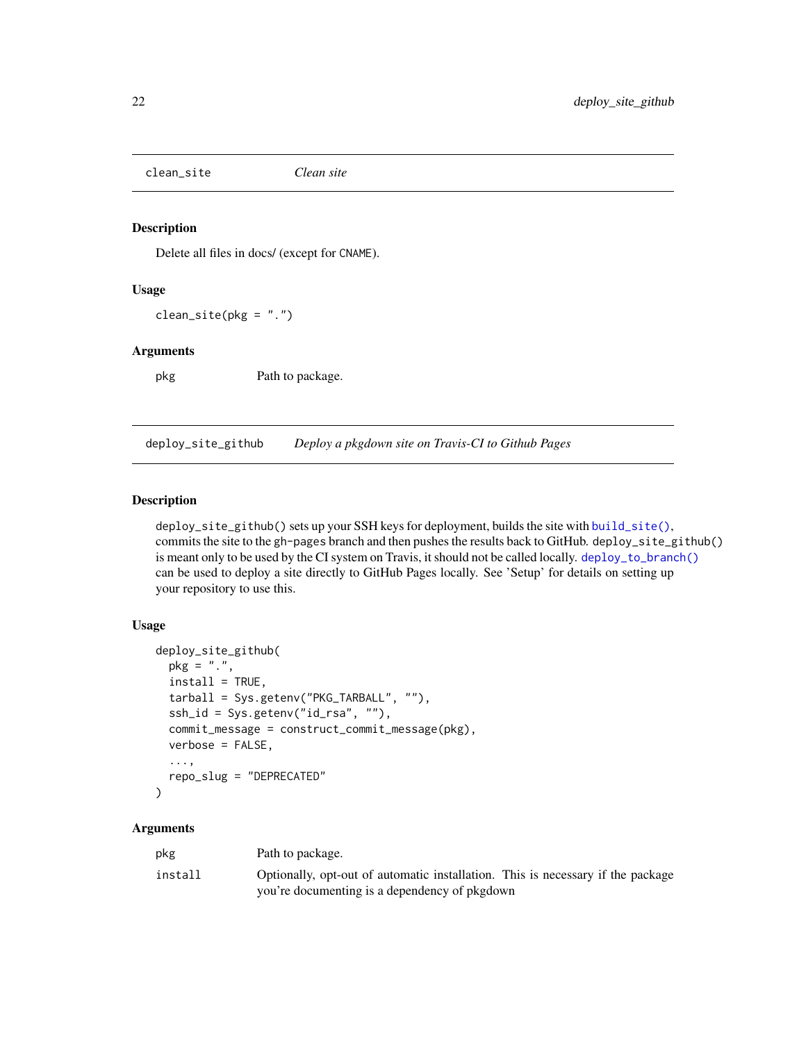## clean_site *Clean site*

### Description

Delete all files in docs/ (except for CNAME).

### Usage

```
clean_site(pkg = ".")
```

### Arguments

| | |
|---|---|
| pkg | Path to package. |

## deploy_site_github *Deploy a pkgdown site on Travis-CI to Github Pages*

### Description

deploy_site_github() sets up your SSH keys for deployment, builds the site with build_site(), commits the site to the gh-pages branch and then pushes the results back to GitHub. deploy_site_github() is meant only to be used by the CI system on Travis, it should not be called locally. deploy_to_branch() can be used to deploy a site directly to GitHub Pages locally. See 'Setup' for details on setting up your repository to use this.

### Usage

```
deploy_site_github(
  pkg = ".",
  install = TRUE,
  tarball = Sys.getenv("PKG_TARBALL", ""),
  ssh_id = Sys.getenv("id_rsa", ""),
  commit_message = construct_commit_message(pkg),
  verbose = FALSE,
  ...,
  repo_slug = "DEPRECATED"
)
```

### Arguments

| | |
|---|---|
| pkg | Path to package. |
| install | Optionally, opt-out of automatic installation. This is necessary if the package you're documenting is a dependency of pkgdown |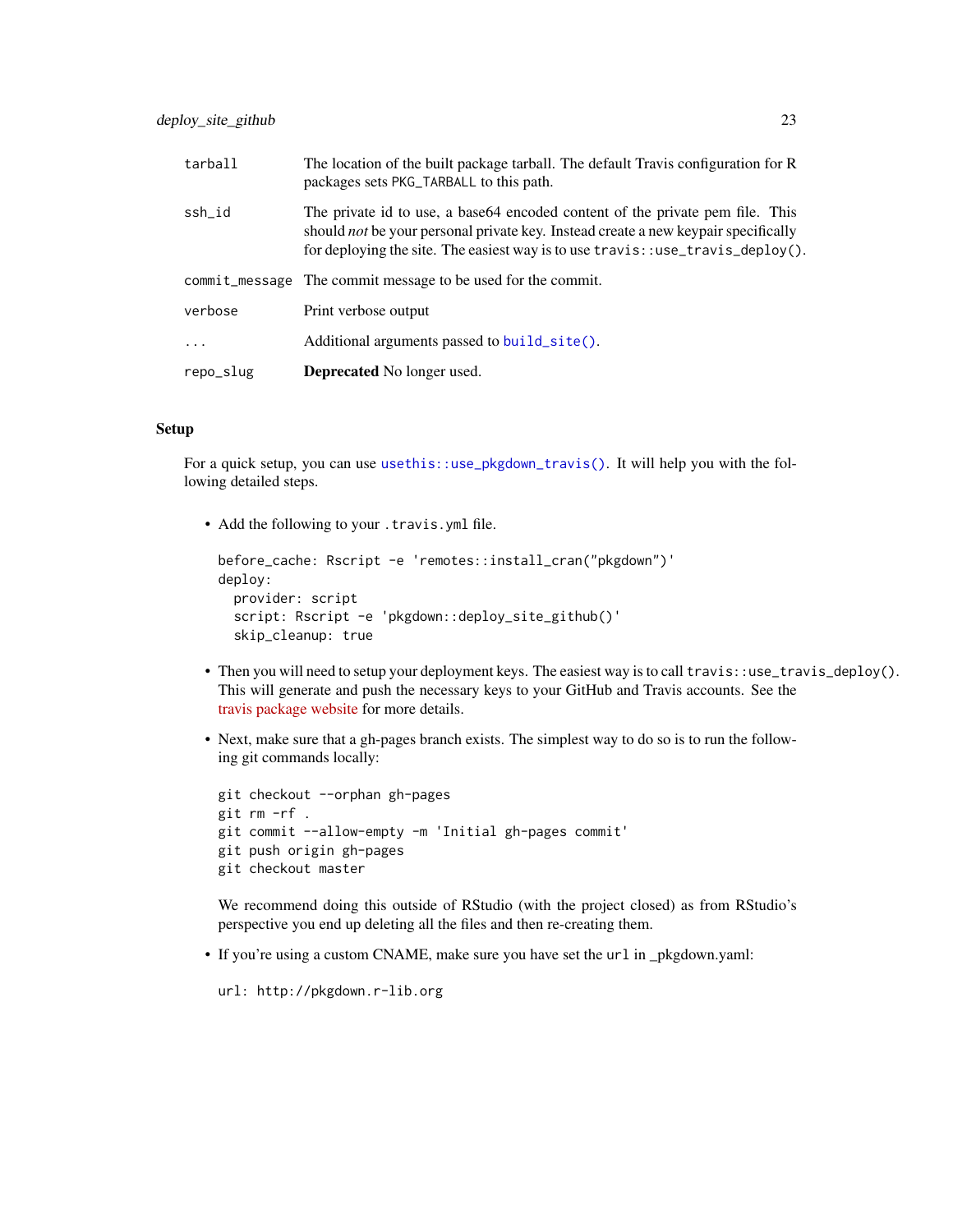| | |
|---|---|
| tarball | The location of the built package tarball. The default Travis configuration for R packages sets PKG_TARBALL to this path. |
| ssh_id | The private id to use, a base64 encoded content of the private pem file. This should *not* be your personal private key. Instead create a new keypair specifically for deploying the site. The easiest way is to use travis::use_travis_deploy(). |
| commit_message | The commit message to be used for the commit. |
| verbose | Print verbose output |
| ... | Additional arguments passed to build_site(). |
| repo_slug | **Deprecated** No longer used. |

## Setup

For a quick setup, you can use usethis::use_pkgdown_travis(). It will help you with the following detailed steps.

- Add the following to your .travis.yml file.

```
before_cache: Rscript -e 'remotes::install_cran("pkgdown")'
deploy:
  provider: script
  script: Rscript -e 'pkgdown::deploy_site_github()'
  skip_cleanup: true
```

- Then you will need to setup your deployment keys. The easiest way is to call travis::use_travis_deploy(). This will generate and push the necessary keys to your GitHub and Travis accounts. See the travis package website for more details.

- Next, make sure that a gh-pages branch exists. The simplest way to do so is to run the following git commands locally:

```
git checkout --orphan gh-pages
git rm -rf .
git commit --allow-empty -m 'Initial gh-pages commit'
git push origin gh-pages
git checkout master
```

  We recommend doing this outside of RStudio (with the project closed) as from RStudio's perspective you end up deleting all the files and then re-creating them.

- If you're using a custom CNAME, make sure you have set the url in _pkgdown.yaml:

```
url: http://pkgdown.r-lib.org
```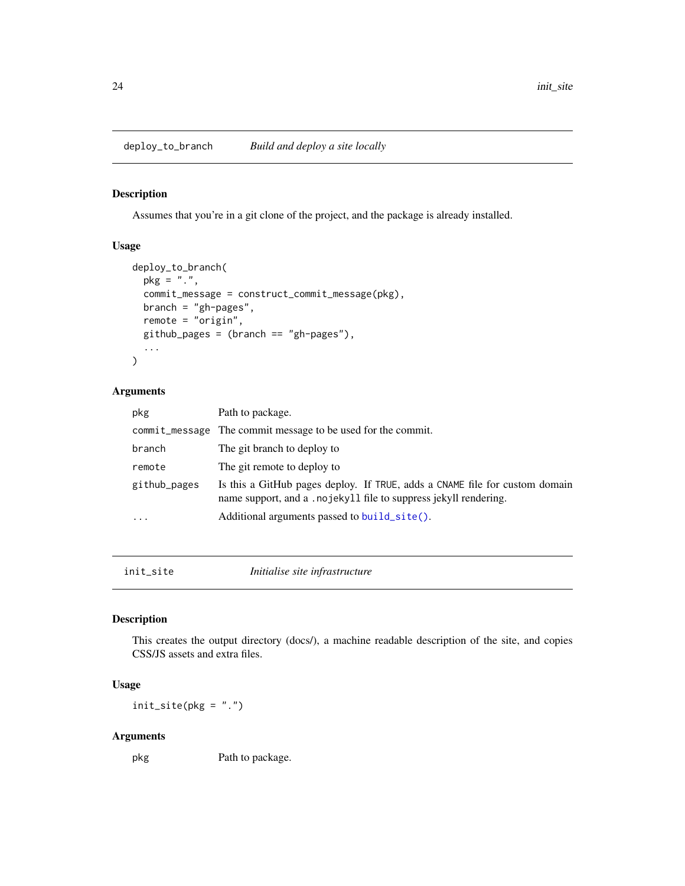## deploy_to_branch — *Build and deploy a site locally*

### Description

Assumes that you're in a git clone of the project, and the package is already installed.

### Usage

```
deploy_to_branch(
  pkg = ".",
  commit_message = construct_commit_message(pkg),
  branch = "gh-pages",
  remote = "origin",
  github_pages = (branch == "gh-pages"),
  ...
)
```

### Arguments

| | |
|---|---|
| `pkg` | Path to package. |
| `commit_message` | The commit message to be used for the commit. |
| `branch` | The git branch to deploy to |
| `remote` | The git remote to deploy to |
| `github_pages` | Is this a GitHub pages deploy. If `TRUE`, adds a `CNAME` file for custom domain name support, and a `.nojekyll` file to suppress jekyll rendering. |
| `...` | Additional arguments passed to `build_site()`. |

## init_site — *Initialise site infrastructure*

### Description

This creates the output directory (docs/), a machine readable description of the site, and copies CSS/JS assets and extra files.

### Usage

```
init_site(pkg = ".")
```

### Arguments

| | |
|---|---|
| `pkg` | Path to package. |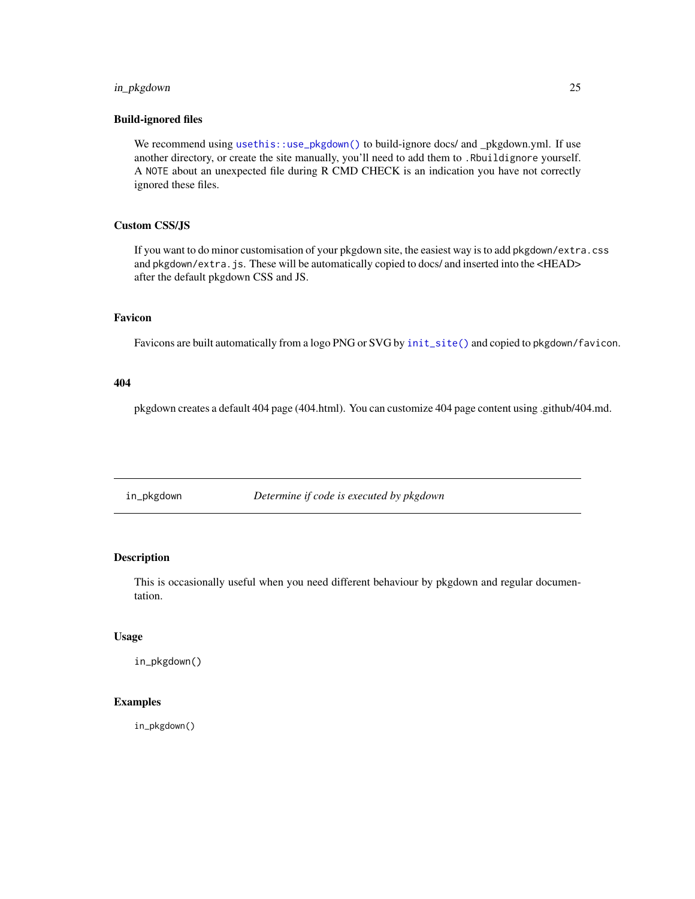### Build-ignored files

We recommend using `usethis::use_pkgdown()` to build-ignore docs/ and _pkgdown.yml. If use another directory, or create the site manually, you'll need to add them to `.Rbuildignore` yourself. A `NOTE` about an unexpected file during R CMD CHECK is an indication you have not correctly ignored these files.

### Custom CSS/JS

If you want to do minor customisation of your pkgdown site, the easiest way is to add `pkgdown/extra.css` and `pkgdown/extra.js`. These will be automatically copied to docs/ and inserted into the <HEAD> after the default pkgdown CSS and JS.

### Favicon

Favicons are built automatically from a logo PNG or SVG by `init_site()` and copied to `pkgdown/favicon`.

### 404

pkgdown creates a default 404 page (404.html). You can customize 404 page content using .github/404.md.

---

## in_pkgdown — *Determine if code is executed by pkgdown*

### Description

This is occasionally useful when you need different behaviour by pkgdown and regular documentation.

### Usage

```
in_pkgdown()
```

### Examples

```
in_pkgdown()
```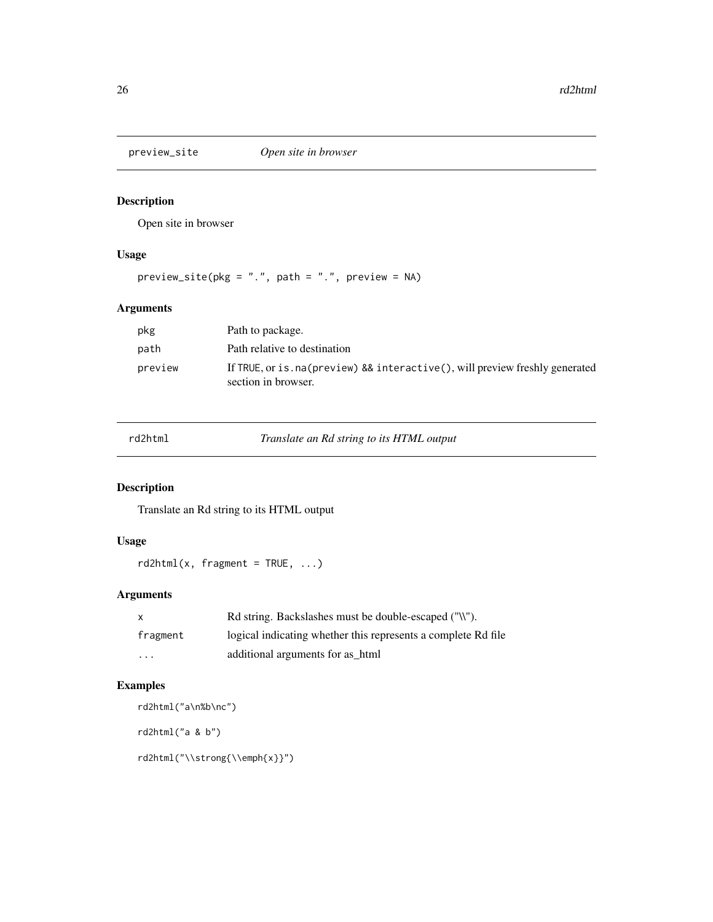## preview_site *Open site in browser*

### Description

Open site in browser

### Usage

```
preview_site(pkg = ".", path = ".", preview = NA)
```

### Arguments

| | |
|---|---|
| pkg | Path to package. |
| path | Path relative to destination |
| preview | If TRUE, or `is.na(preview) && interactive()`, will preview freshly generated section in browser. |

## rd2html *Translate an Rd string to its HTML output*

### Description

Translate an Rd string to its HTML output

### Usage

```
rd2html(x, fragment = TRUE, ...)
```

### Arguments

| | |
|---|---|
| x | Rd string. Backslashes must be double-escaped ("\\"). |
| fragment | logical indicating whether this represents a complete Rd file |
| ... | additional arguments for as_html |

### Examples

```
rd2html("a\n%b\nc")

rd2html("a & b")

rd2html("\\strong{\\emph{x}}")
```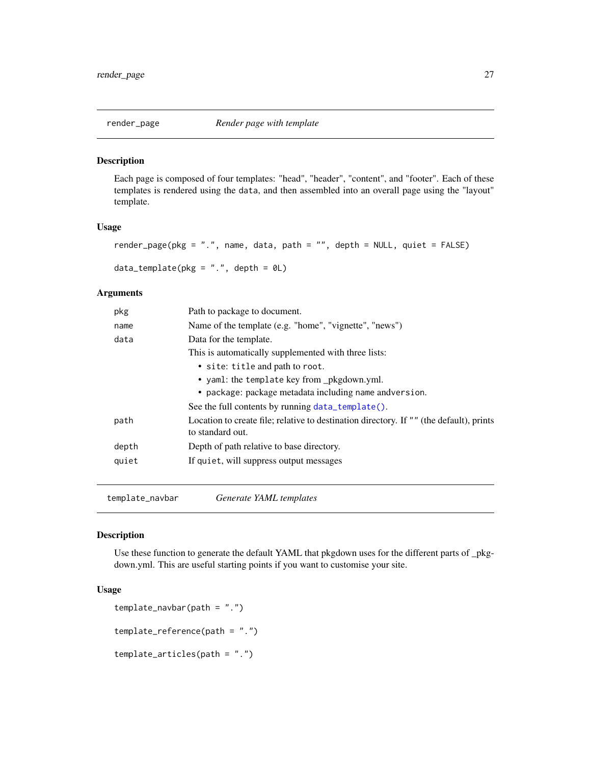## render_page — *Render page with template*

### Description

Each page is composed of four templates: "head", "header", "content", and "footer". Each of these templates is rendered using the `data`, and then assembled into an overall page using the "layout" template.

### Usage

```
render_page(pkg = ".", name, data, path = "", depth = NULL, quiet = FALSE)

data_template(pkg = ".", depth = 0L)
```

### Arguments

| | |
|---|---|
| `pkg` | Path to package to document. |
| `name` | Name of the template (e.g. "home", "vignette", "news") |
| `data` | Data for the template.<br>This is automatically supplemented with three lists:<br>• `site`: `title` and path to `root`.<br>• `yaml`: the `template` key from _pkgdown.yml.<br>• `package`: package metadata including `name` and`version`.<br>See the full contents by running `data_template()`. |
| `path` | Location to create file; relative to destination directory. If `""` (the default), prints to standard out. |
| `depth` | Depth of path relative to base directory. |
| `quiet` | If `quiet`, will suppress output messages |

## template_navbar — *Generate YAML templates*

### Description

Use these function to generate the default YAML that pkgdown uses for the different parts of _pkgdown.yml. This are useful starting points if you want to customise your site.

### Usage

```
template_navbar(path = ".")

template_reference(path = ".")

template_articles(path = ".")
```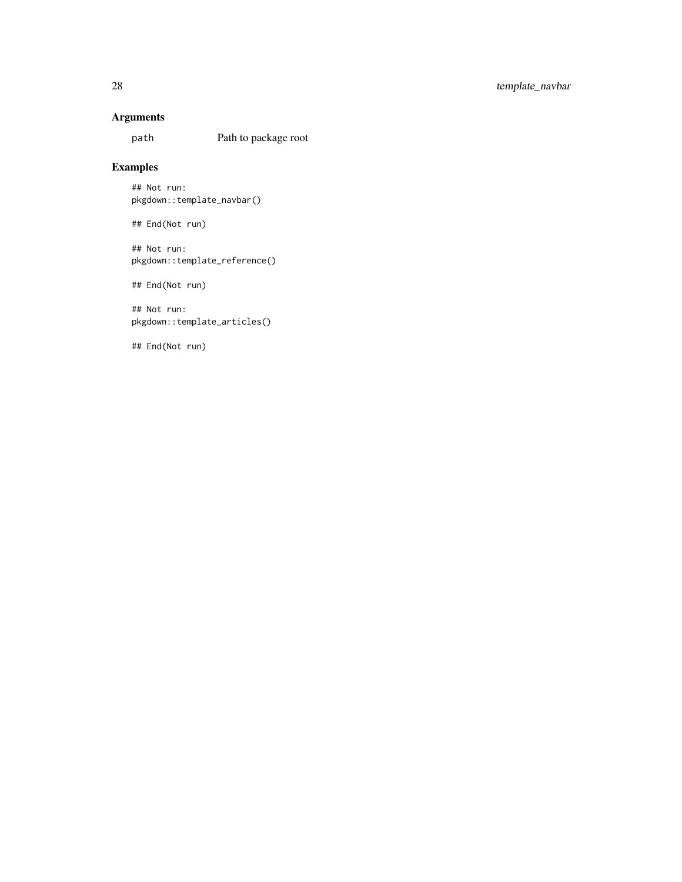## Arguments

path Path to package root

## Examples

```
## Not run:
pkgdown::template_navbar()

## End(Not run)

## Not run:
pkgdown::template_reference()

## End(Not run)

## Not run:
pkgdown::template_articles()

## End(Not run)
```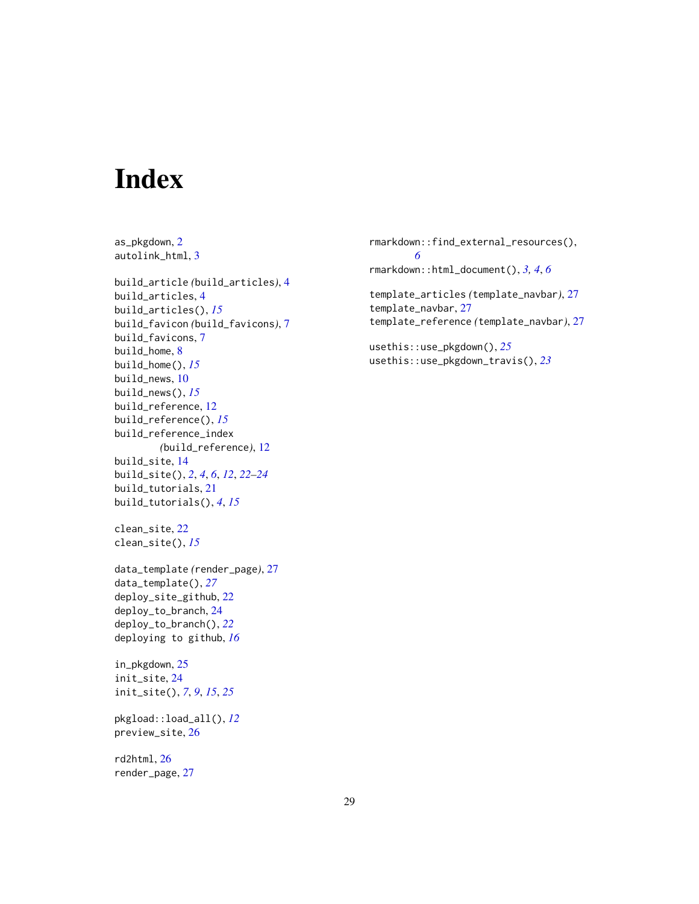# Index

as_pkgdown, 2
autolink_html, 3

build_article (build_articles), 4
build_articles, 4
build_articles(), *15*
build_favicon (build_favicons), 7
build_favicons, 7
build_home, 8
build_home(), *15*
build_news, 10
build_news(), *15*
build_reference, 12
build_reference(), *15*
build_reference_index (build_reference), 12
build_site, 14
build_site(), *2*, *4*, *6*, *12*, *22–24*
build_tutorials, 21
build_tutorials(), *4*, *15*

clean_site, 22
clean_site(), *15*

data_template (render_page), 27
data_template(), *27*
deploy_site_github, 22
deploy_to_branch, 24
deploy_to_branch(), *22*
deploying to github, *16*

in_pkgdown, 25
init_site, 24
init_site(), *7*, *9*, *15*, *25*

pkgload::load_all(), *12*
preview_site, 26

rd2html, 26
render_page, 27
rmarkdown::find_external_resources(), *6*
rmarkdown::html_document(), *3*, *4*, *6*

template_articles (template_navbar), 27
template_navbar, 27
template_reference (template_navbar), 27

usethis::use_pkgdown(), *25*
usethis::use_pkgdown_travis(), *23*